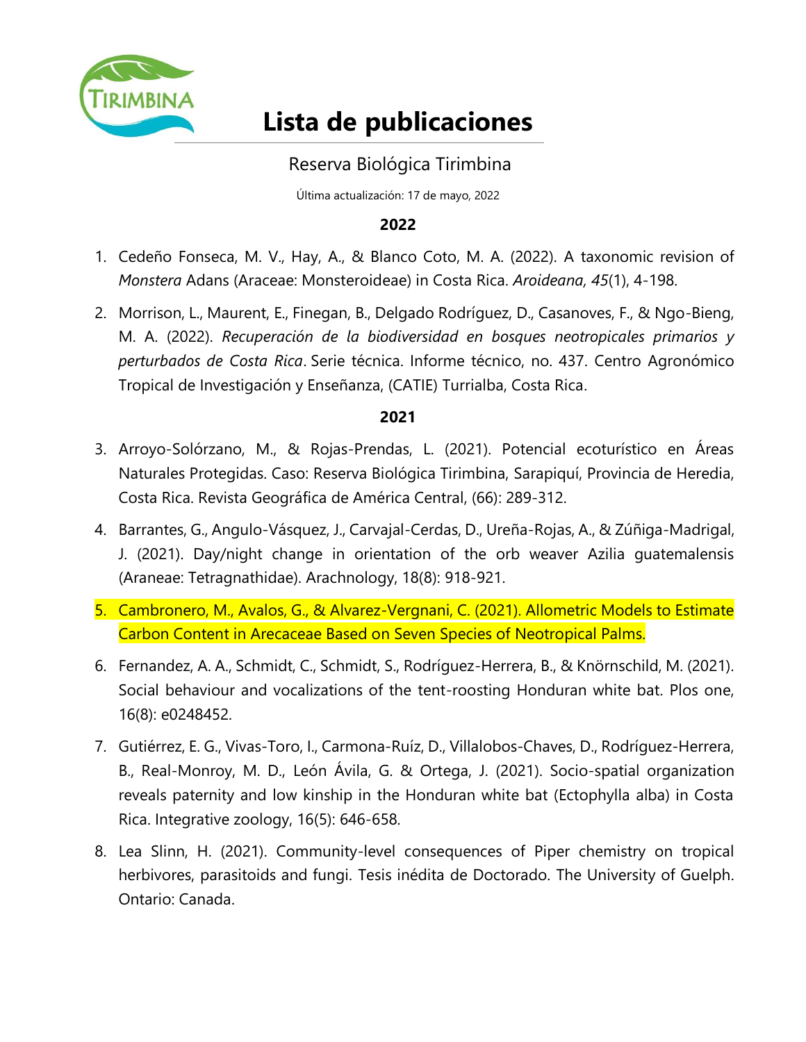# Lista de publicaciones

Reserva Biológica Tirimbina

Última actualización: 17 de mayo, 2022

## 2022

1. Cedeño Fonseca, M. V., Hay, A., & Blanco Coto, M. A. (2022). A taxonomic revision of *Monstera* Adans (Araceae: Monsteroideae) in Costa Rica. *Aroideana, 45*(1), 4-198.
2. Morrison, L., Maurent, E., Finegan, B., Delgado Rodríguez, D., Casanoves, F., & Ngo-Bieng, M. A. (2022). *Recuperación de la biodiversidad en bosques neotropicales primarios y perturbados de Costa Rica*. Serie técnica. Informe técnico, no. 437. Centro Agronómico Tropical de Investigación y Enseñanza, (CATIE) Turrialba, Costa Rica.

## 2021

3. Arroyo-Solórzano, M., & Rojas-Prendas, L. (2021). Potencial ecoturístico en Áreas Naturales Protegidas. Caso: Reserva Biológica Tirimbina, Sarapiquí, Provincia de Heredia, Costa Rica. Revista Geográfica de América Central, (66): 289-312.
4. Barrantes, G., Angulo-Vásquez, J., Carvajal-Cerdas, D., Ureña-Rojas, A., & Zúñiga-Madrigal, J. (2021). Day/night change in orientation of the orb weaver Azilia guatemalensis (Araneae: Tetragnathidae). Arachnology, 18(8): 918-921.
5. Cambronero, M., Avalos, G., & Alvarez-Vergnani, C. (2021). Allometric Models to Estimate Carbon Content in Arecaceae Based on Seven Species of Neotropical Palms.
6. Fernandez, A. A., Schmidt, C., Schmidt, S., Rodríguez-Herrera, B., & Knörnschild, M. (2021). Social behaviour and vocalizations of the tent-roosting Honduran white bat. Plos one, 16(8): e0248452.
7. Gutiérrez, E. G., Vivas-Toro, I., Carmona-Ruíz, D., Villalobos-Chaves, D., Rodríguez-Herrera, B., Real-Monroy, M. D., León Ávila, G. & Ortega, J. (2021). Socio-spatial organization reveals paternity and low kinship in the Honduran white bat (Ectophylla alba) in Costa Rica. Integrative zoology, 16(5): 646-658.
8. Lea Slinn, H. (2021). Community-level consequences of Piper chemistry on tropical herbivores, parasitoids and fungi. Tesis inédita de Doctorado. The University of Guelph. Ontario: Canada.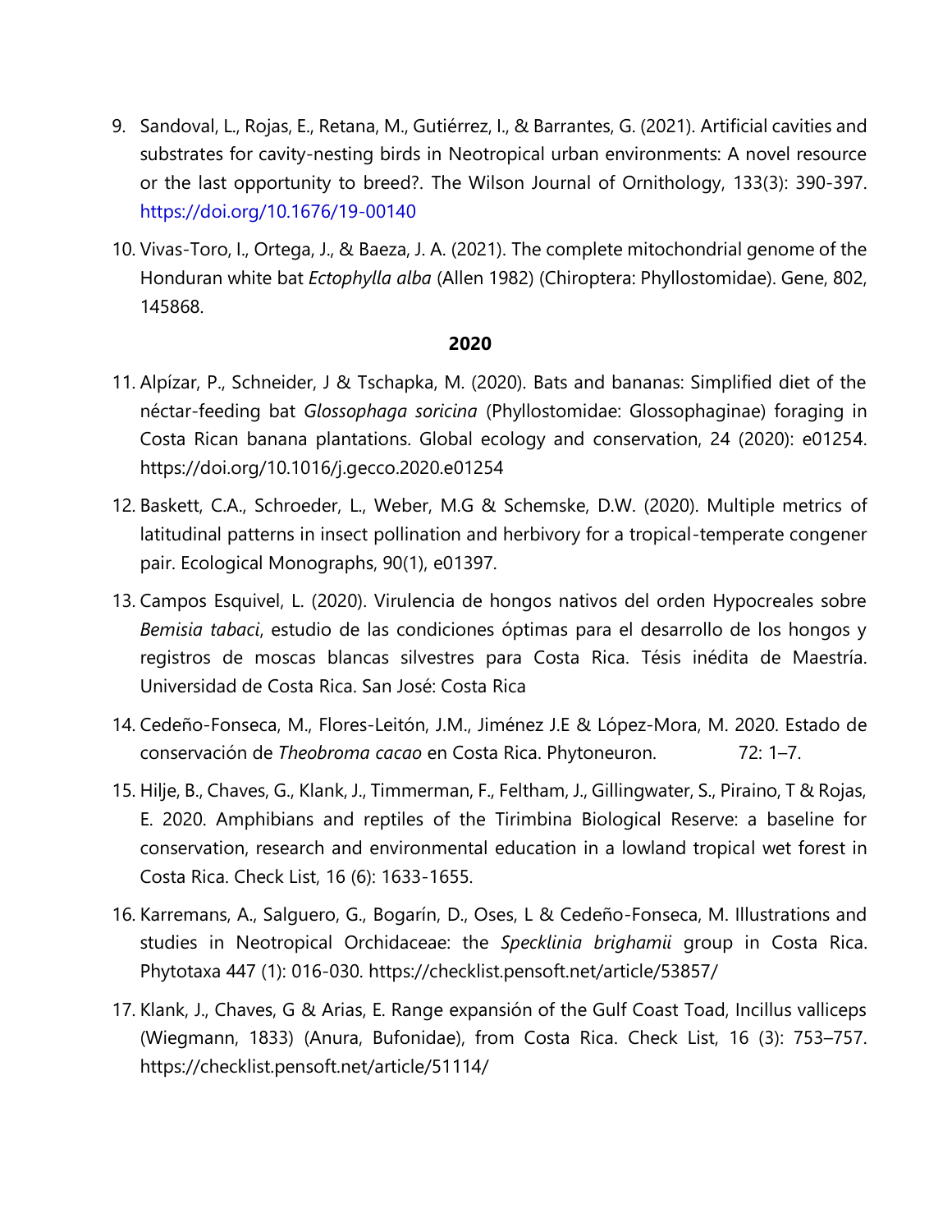9. Sandoval, L., Rojas, E., Retana, M., Gutiérrez, I., & Barrantes, G. (2021). Artificial cavities and substrates for cavity-nesting birds in Neotropical urban environments: A novel resource or the last opportunity to breed?. The Wilson Journal of Ornithology, 133(3): 390-397. https://doi.org/10.1676/19-00140

10. Vivas-Toro, I., Ortega, J., & Baeza, J. A. (2021). The complete mitochondrial genome of the Honduran white bat *Ectophylla alba* (Allen 1982) (Chiroptera: Phyllostomidae). Gene, 802, 145868.

**2020**

11. Alpízar, P., Schneider, J & Tschapka, M. (2020). Bats and bananas: Simplified diet of the néctar-feeding bat *Glossophaga soricina* (Phyllostomidae: Glossophaginae) foraging in Costa Rican banana plantations. Global ecology and conservation, 24 (2020): e01254. https://doi.org/10.1016/j.gecco.2020.e01254

12. Baskett, C.A., Schroeder, L., Weber, M.G & Schemske, D.W. (2020). Multiple metrics of latitudinal patterns in insect pollination and herbivory for a tropical-temperate congener pair. Ecological Monographs, 90(1), e01397.

13. Campos Esquivel, L. (2020). Virulencia de hongos nativos del orden Hypocreales sobre *Bemisia tabaci*, estudio de las condiciones óptimas para el desarrollo de los hongos y registros de moscas blancas silvestres para Costa Rica. Tésis inédita de Maestría. Universidad de Costa Rica. San José: Costa Rica

14. Cedeño-Fonseca, M., Flores-Leitón, J.M., Jiménez J.E & López-Mora, M. 2020. Estado de conservación de *Theobroma cacao* en Costa Rica. Phytoneuron. 72: 1–7.

15. Hilje, B., Chaves, G., Klank, J., Timmerman, F., Feltham, J., Gillingwater, S., Piraino, T & Rojas, E. 2020. Amphibians and reptiles of the Tirimbina Biological Reserve: a baseline for conservation, research and environmental education in a lowland tropical wet forest in Costa Rica. Check List, 16 (6): 1633-1655.

16. Karremans, A., Salguero, G., Bogarín, D., Oses, L & Cedeño-Fonseca, M. Illustrations and studies in Neotropical Orchidaceae: the *Specklinia brighamii* group in Costa Rica. Phytotaxa 447 (1): 016-030. https://checklist.pensoft.net/article/53857/

17. Klank, J., Chaves, G & Arias, E. Range expansión of the Gulf Coast Toad, Incillus valliceps (Wiegmann, 1833) (Anura, Bufonidae), from Costa Rica. Check List, 16 (3): 753–757. https://checklist.pensoft.net/article/51114/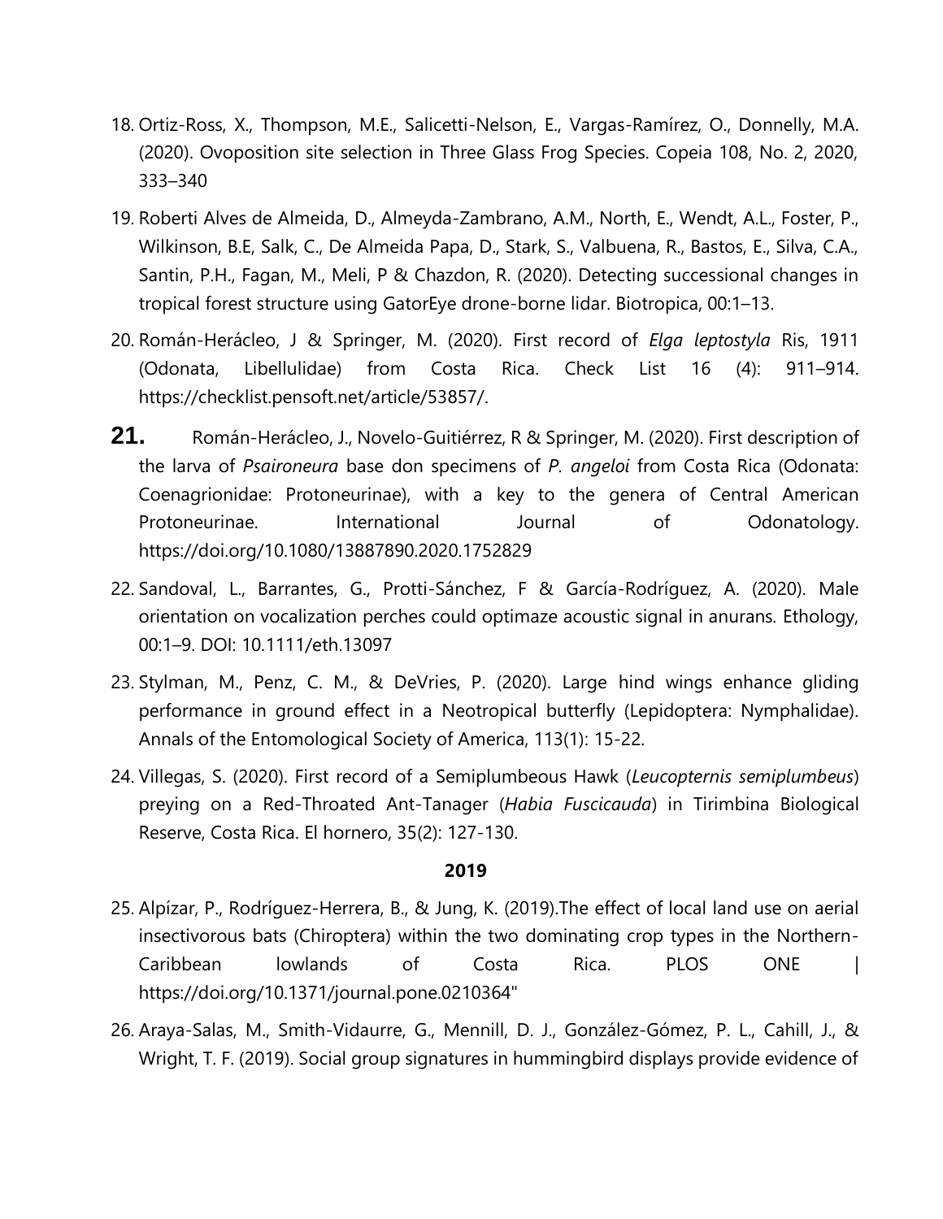18. Ortiz-Ross, X., Thompson, M.E., Salicetti-Nelson, E., Vargas-Ramírez, O., Donnelly, M.A. (2020). Ovoposition site selection in Three Glass Frog Species. Copeia 108, No. 2, 2020, 333–340

19. Roberti Alves de Almeida, D., Almeyda-Zambrano, A.M., North, E., Wendt, A.L., Foster, P., Wilkinson, B.E, Salk, C., De Almeida Papa, D., Stark, S., Valbuena, R., Bastos, E., Silva, C.A., Santin, P.H., Fagan, M., Meli, P & Chazdon, R. (2020). Detecting successional changes in tropical forest structure using GatorEye drone-borne lidar. Biotropica, 00:1–13.

20. Román-Herácleo, J & Springer, M. (2020). First record of *Elga leptostyla* Ris, 1911 (Odonata, Libellulidae) from Costa Rica. Check List 16 (4): 911–914. https://checklist.pensoft.net/article/53857/.

21. Román-Herácleo, J., Novelo-Guitiérrez, R & Springer, M. (2020). First description of the larva of *Psaironeura* base don specimens of *P. angeloi* from Costa Rica (Odonata: Coenagrionidae: Protoneurinae), with a key to the genera of Central American Protoneurinae. International Journal of Odonatology. https://doi.org/10.1080/13887890.2020.1752829

22. Sandoval, L., Barrantes, G., Protti-Sánchez, F & García-Rodríguez, A. (2020). Male orientation on vocalization perches could optimaze acoustic signal in anurans. Ethology, 00:1–9. DOI: 10.1111/eth.13097

23. Stylman, M., Penz, C. M., & DeVries, P. (2020). Large hind wings enhance gliding performance in ground effect in a Neotropical butterfly (Lepidoptera: Nymphalidae). Annals of the Entomological Society of America, 113(1): 15-22.

24. Villegas, S. (2020). First record of a Semiplumbeous Hawk (*Leucopternis semiplumbeus*) preying on a Red-Throated Ant-Tanager (*Habia Fuscicauda*) in Tirimbina Biological Reserve, Costa Rica. El hornero, 35(2): 127-130.

**2019**

25. Alpízar, P., Rodríguez-Herrera, B., & Jung, K. (2019).The effect of local land use on aerial insectivorous bats (Chiroptera) within the two dominating crop types in the Northern-Caribbean lowlands of Costa Rica. PLOS ONE | https://doi.org/10.1371/journal.pone.0210364"

26. Araya-Salas, M., Smith-Vidaurre, G., Mennill, D. J., González-Gómez, P. L., Cahill, J., & Wright, T. F. (2019). Social group signatures in hummingbird displays provide evidence of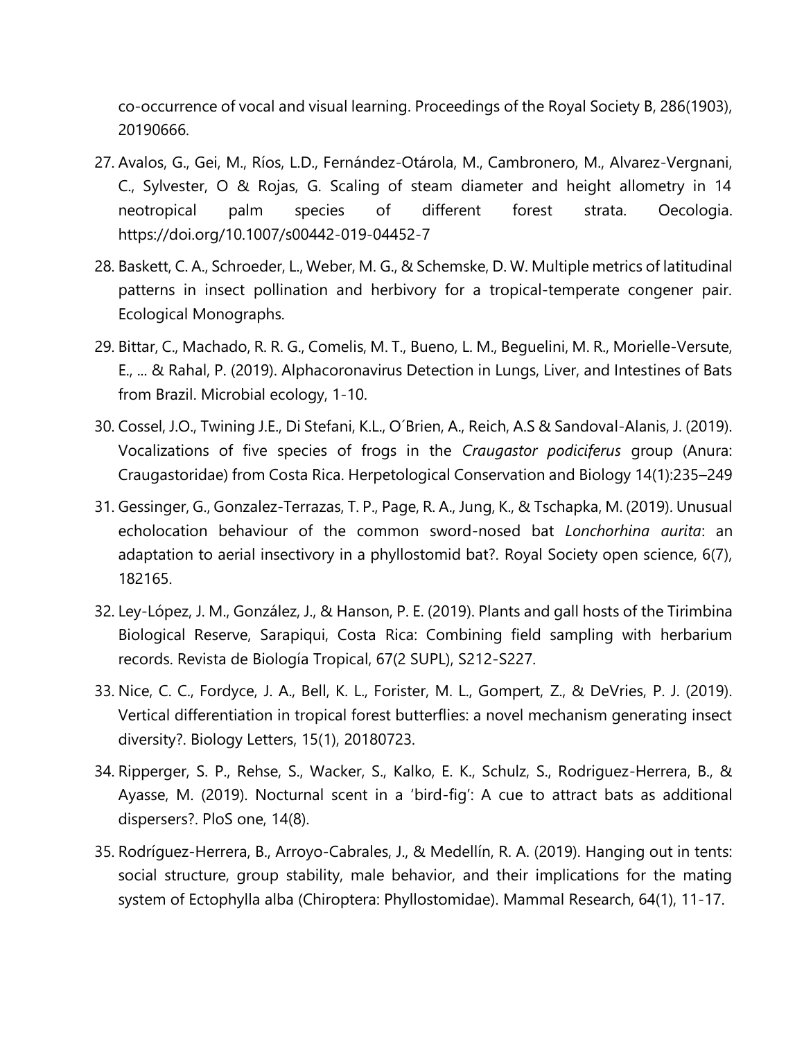co-occurrence of vocal and visual learning. Proceedings of the Royal Society B, 286(1903), 20190666.

27. Avalos, G., Gei, M., Ríos, L.D., Fernández-Otárola, M., Cambronero, M., Alvarez-Vergnani, C., Sylvester, O & Rojas, G. Scaling of steam diameter and height allometry in 14 neotropical palm species of different forest strata. Oecologia. https://doi.org/10.1007/s00442-019-04452-7
28. Baskett, C. A., Schroeder, L., Weber, M. G., & Schemske, D. W. Multiple metrics of latitudinal patterns in insect pollination and herbivory for a tropical-temperate congener pair. Ecological Monographs.
29. Bittar, C., Machado, R. R. G., Comelis, M. T., Bueno, L. M., Beguelini, M. R., Morielle-Versute, E., ... & Rahal, P. (2019). Alphacoronavirus Detection in Lungs, Liver, and Intestines of Bats from Brazil. Microbial ecology, 1-10.
30. Cossel, J.O., Twining J.E., Di Stefani, K.L., O´Brien, A., Reich, A.S & Sandoval-Alanis, J. (2019). Vocalizations of five species of frogs in the *Craugastor podiciferus* group (Anura: Craugastoridae) from Costa Rica. Herpetological Conservation and Biology 14(1):235–249
31. Gessinger, G., Gonzalez-Terrazas, T. P., Page, R. A., Jung, K., & Tschapka, M. (2019). Unusual echolocation behaviour of the common sword-nosed bat *Lonchorhina aurita*: an adaptation to aerial insectivory in a phyllostomid bat?. Royal Society open science, 6(7), 182165.
32. Ley-López, J. M., González, J., & Hanson, P. E. (2019). Plants and gall hosts of the Tirimbina Biological Reserve, Sarapiqui, Costa Rica: Combining field sampling with herbarium records. Revista de Biología Tropical, 67(2 SUPL), S212-S227.
33. Nice, C. C., Fordyce, J. A., Bell, K. L., Forister, M. L., Gompert, Z., & DeVries, P. J. (2019). Vertical differentiation in tropical forest butterflies: a novel mechanism generating insect diversity?. Biology Letters, 15(1), 20180723.
34. Ripperger, S. P., Rehse, S., Wacker, S., Kalko, E. K., Schulz, S., Rodriguez-Herrera, B., & Ayasse, M. (2019). Nocturnal scent in a 'bird-fig': A cue to attract bats as additional dispersers?. PloS one, 14(8).
35. Rodríguez-Herrera, B., Arroyo-Cabrales, J., & Medellín, R. A. (2019). Hanging out in tents: social structure, group stability, male behavior, and their implications for the mating system of Ectophylla alba (Chiroptera: Phyllostomidae). Mammal Research, 64(1), 11-17.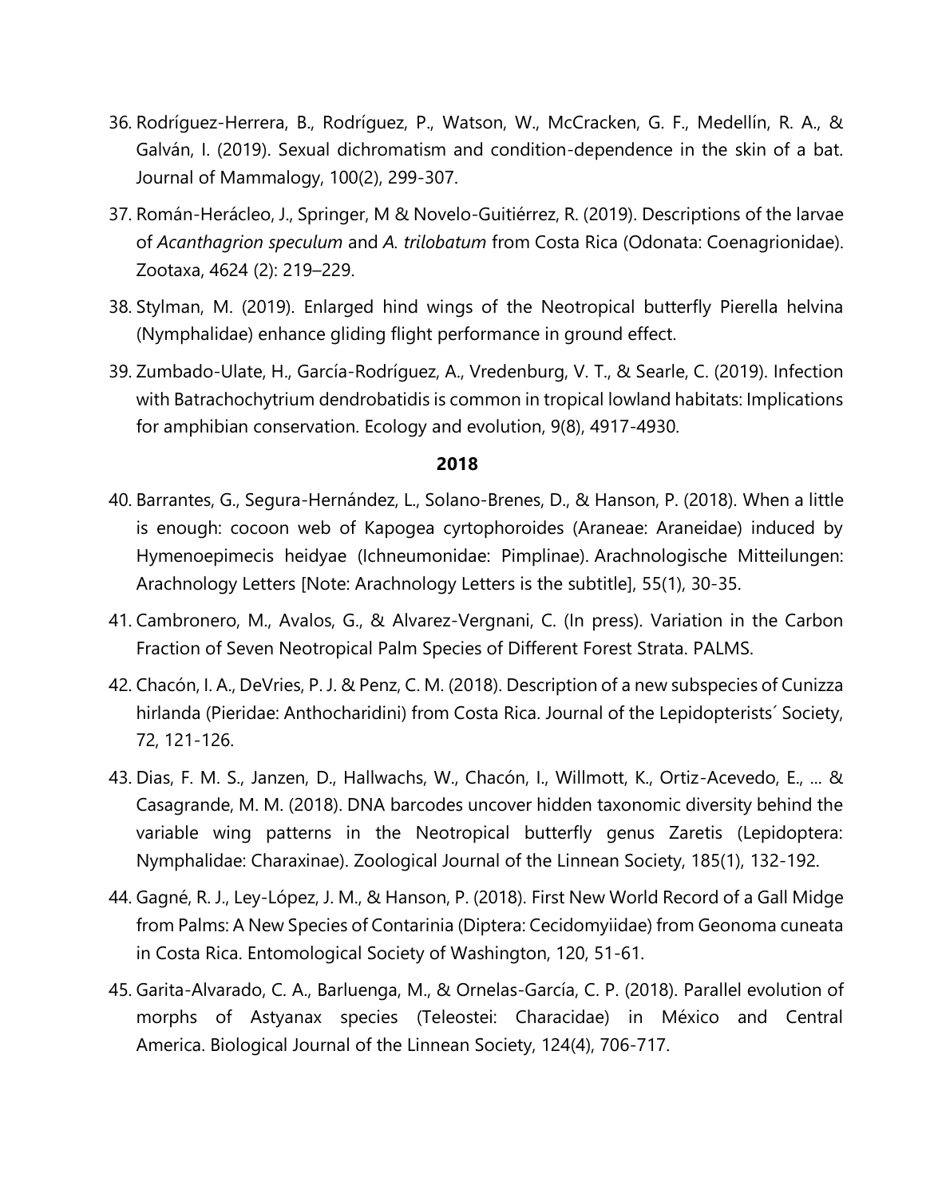36. Rodríguez-Herrera, B., Rodríguez, P., Watson, W., McCracken, G. F., Medellín, R. A., & Galván, I. (2019). Sexual dichromatism and condition-dependence in the skin of a bat. Journal of Mammalogy, 100(2), 299-307.

37. Román-Herácleo, J., Springer, M & Novelo-Guitiérrez, R. (2019). Descriptions of the larvae of *Acanthagrion speculum* and *A. trilobatum* from Costa Rica (Odonata: Coenagrionidae). Zootaxa, 4624 (2): 219–229.

38. Stylman, M. (2019). Enlarged hind wings of the Neotropical butterfly Pierella helvina (Nymphalidae) enhance gliding flight performance in ground effect.

39. Zumbado-Ulate, H., García-Rodríguez, A., Vredenburg, V. T., & Searle, C. (2019). Infection with Batrachochytrium dendrobatidis is common in tropical lowland habitats: Implications for amphibian conservation. Ecology and evolution, 9(8), 4917-4930.

**2018**

40. Barrantes, G., Segura-Hernández, L., Solano-Brenes, D., & Hanson, P. (2018). When a little is enough: cocoon web of Kapogea cyrtophoroides (Araneae: Araneidae) induced by Hymenoepimecis heidyae (Ichneumonidae: Pimplinae). Arachnologische Mitteilungen: Arachnology Letters [Note: Arachnology Letters is the subtitle], 55(1), 30-35.

41. Cambronero, M., Avalos, G., & Alvarez-Vergnani, C. (In press). Variation in the Carbon Fraction of Seven Neotropical Palm Species of Different Forest Strata. PALMS.

42. Chacón, I. A., DeVries, P. J. & Penz, C. M. (2018). Description of a new subspecies of Cunizza hirlanda (Pieridae: Anthocharidini) from Costa Rica. Journal of the Lepidopterists´ Society, 72, 121-126.

43. Dias, F. M. S., Janzen, D., Hallwachs, W., Chacón, I., Willmott, K., Ortiz-Acevedo, E., ... & Casagrande, M. M. (2018). DNA barcodes uncover hidden taxonomic diversity behind the variable wing patterns in the Neotropical butterfly genus Zaretis (Lepidoptera: Nymphalidae: Charaxinae). Zoological Journal of the Linnean Society, 185(1), 132-192.

44. Gagné, R. J., Ley-López, J. M., & Hanson, P. (2018). First New World Record of a Gall Midge from Palms: A New Species of Contarinia (Diptera: Cecidomyiidae) from Geonoma cuneata in Costa Rica. Entomological Society of Washington, 120, 51-61.

45. Garita-Alvarado, C. A., Barluenga, M., & Ornelas-García, C. P. (2018). Parallel evolution of morphs of Astyanax species (Teleostei: Characidae) in México and Central America. Biological Journal of the Linnean Society, 124(4), 706-717.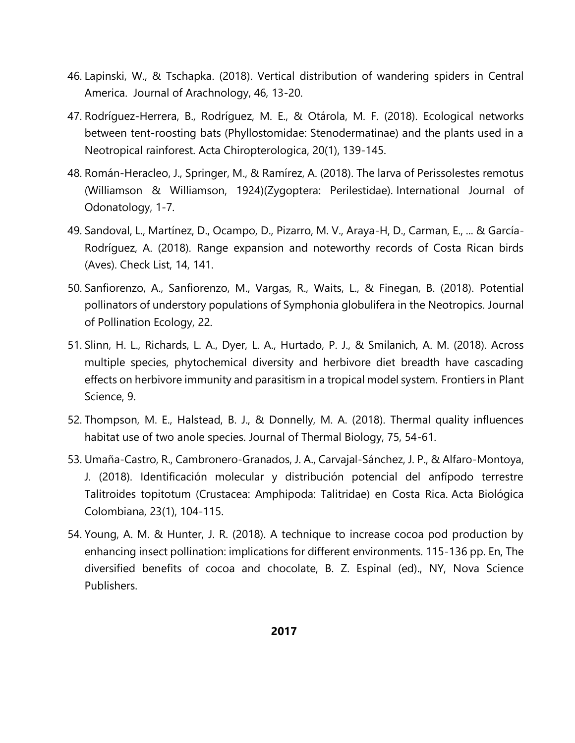46. Lapinski, W., & Tschapka. (2018). Vertical distribution of wandering spiders in Central America. Journal of Arachnology, 46, 13-20.

47. Rodríguez-Herrera, B., Rodríguez, M. E., & Otárola, M. F. (2018). Ecological networks between tent-roosting bats (Phyllostomidae: Stenodermatinae) and the plants used in a Neotropical rainforest. Acta Chiropterologica, 20(1), 139-145.

48. Román-Heracleo, J., Springer, M., & Ramírez, A. (2018). The larva of Perissolestes remotus (Williamson & Williamson, 1924)(Zygoptera: Perilestidae). International Journal of Odonatology, 1-7.

49. Sandoval, L., Martínez, D., Ocampo, D., Pizarro, M. V., Araya-H, D., Carman, E., ... & García-Rodríguez, A. (2018). Range expansion and noteworthy records of Costa Rican birds (Aves). Check List, 14, 141.

50. Sanfiorenzo, A., Sanfiorenzo, M., Vargas, R., Waits, L., & Finegan, B. (2018). Potential pollinators of understory populations of Symphonia globulifera in the Neotropics. Journal of Pollination Ecology, 22.

51. Slinn, H. L., Richards, L. A., Dyer, L. A., Hurtado, P. J., & Smilanich, A. M. (2018). Across multiple species, phytochemical diversity and herbivore diet breadth have cascading effects on herbivore immunity and parasitism in a tropical model system. Frontiers in Plant Science, 9.

52. Thompson, M. E., Halstead, B. J., & Donnelly, M. A. (2018). Thermal quality influences habitat use of two anole species. Journal of Thermal Biology, 75, 54-61.

53. Umaña-Castro, R., Cambronero-Granados, J. A., Carvajal-Sánchez, J. P., & Alfaro-Montoya, J. (2018). Identificación molecular y distribución potencial del anfípodo terrestre Talitroides topitotum (Crustacea: Amphipoda: Talitridae) en Costa Rica. Acta Biológica Colombiana, 23(1), 104-115.

54. Young, A. M. & Hunter, J. R. (2018). A technique to increase cocoa pod production by enhancing insect pollination: implications for different environments. 115-136 pp. En, The diversified benefits of cocoa and chocolate, B. Z. Espinal (ed)., NY, Nova Science Publishers.

**2017**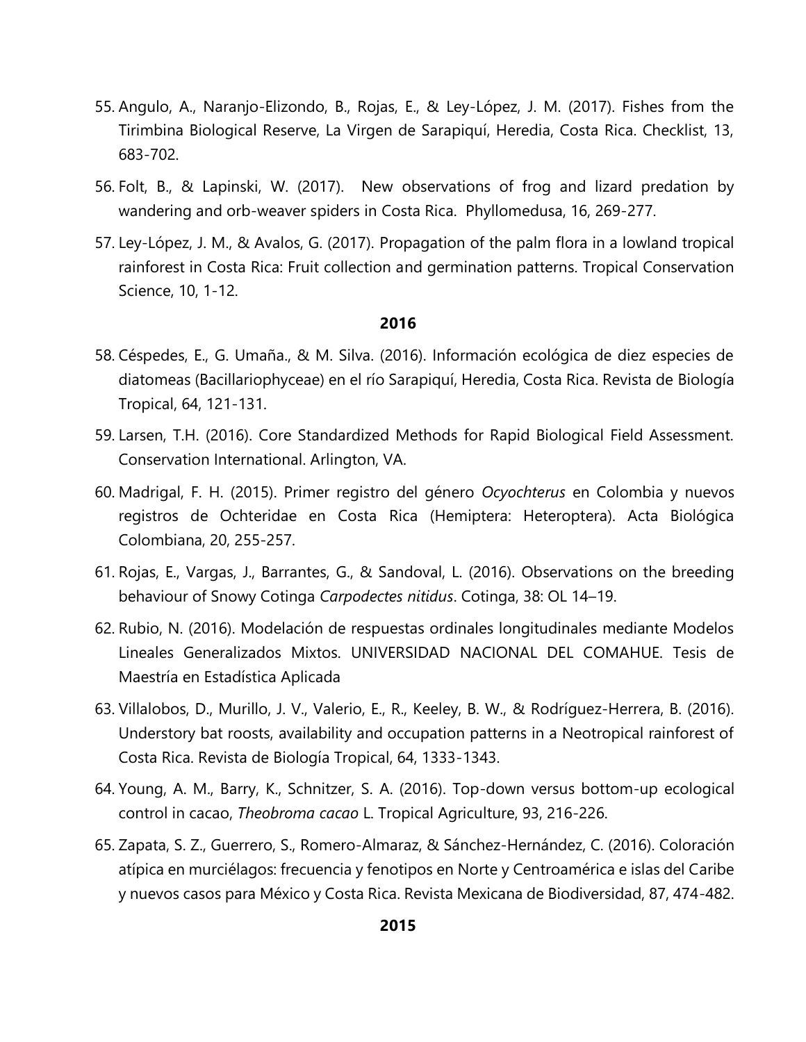55. Angulo, A., Naranjo-Elizondo, B., Rojas, E., & Ley-López, J. M. (2017). Fishes from the Tirimbina Biological Reserve, La Virgen de Sarapiquí, Heredia, Costa Rica. Checklist, 13, 683-702.

56. Folt, B., & Lapinski, W. (2017). New observations of frog and lizard predation by wandering and orb-weaver spiders in Costa Rica. Phyllomedusa, 16, 269-277.

57. Ley-López, J. M., & Avalos, G. (2017). Propagation of the palm flora in a lowland tropical rainforest in Costa Rica: Fruit collection and germination patterns. Tropical Conservation Science, 10, 1-12.

**2016**

58. Céspedes, E., G. Umaña., & M. Silva. (2016). Información ecológica de diez especies de diatomeas (Bacillariophyceae) en el río Sarapiquí, Heredia, Costa Rica. Revista de Biología Tropical, 64, 121-131.

59. Larsen, T.H. (2016). Core Standardized Methods for Rapid Biological Field Assessment. Conservation International. Arlington, VA.

60. Madrigal, F. H. (2015). Primer registro del género *Ocyochterus* en Colombia y nuevos registros de Ochteridae en Costa Rica (Hemiptera: Heteroptera). Acta Biológica Colombiana, 20, 255-257.

61. Rojas, E., Vargas, J., Barrantes, G., & Sandoval, L. (2016). Observations on the breeding behaviour of Snowy Cotinga *Carpodectes nitidus*. Cotinga, 38: OL 14–19.

62. Rubio, N. (2016). Modelación de respuestas ordinales longitudinales mediante Modelos Lineales Generalizados Mixtos. UNIVERSIDAD NACIONAL DEL COMAHUE. Tesis de Maestría en Estadística Aplicada

63. Villalobos, D., Murillo, J. V., Valerio, E., R., Keeley, B. W., & Rodríguez-Herrera, B. (2016). Understory bat roosts, availability and occupation patterns in a Neotropical rainforest of Costa Rica. Revista de Biología Tropical, 64, 1333-1343.

64. Young, A. M., Barry, K., Schnitzer, S. A. (2016). Top-down versus bottom-up ecological control in cacao, *Theobroma cacao* L. Tropical Agriculture, 93, 216-226.

65. Zapata, S. Z., Guerrero, S., Romero-Almaraz, & Sánchez-Hernández, C. (2016). Coloración atípica en murciélagos: frecuencia y fenotipos en Norte y Centroamérica e islas del Caribe y nuevos casos para México y Costa Rica. Revista Mexicana de Biodiversidad, 87, 474-482.

**2015**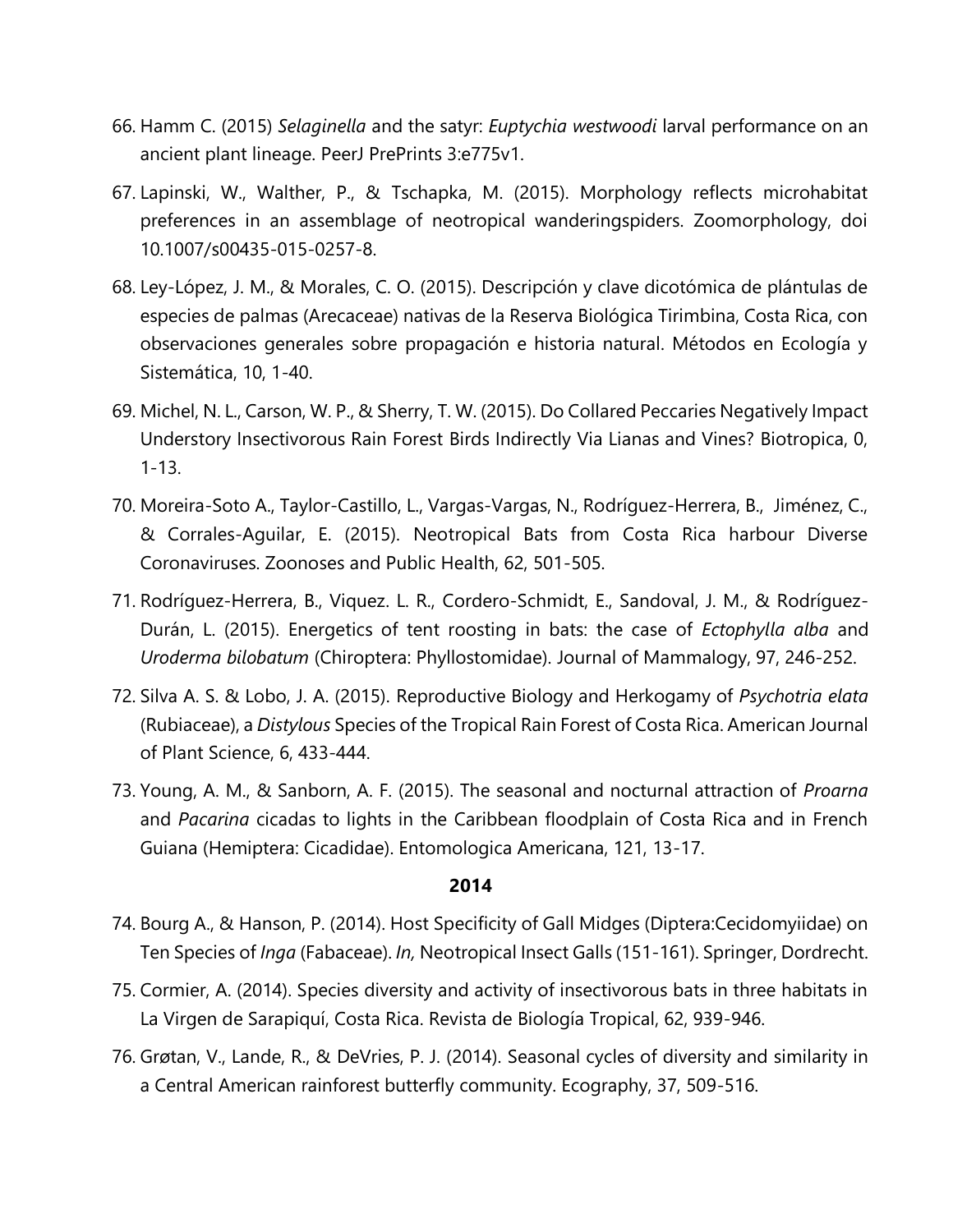66. Hamm C. (2015) *Selaginella* and the satyr: *Euptychia westwoodi* larval performance on an ancient plant lineage. PeerJ PrePrints 3:e775v1.

67. Lapinski, W., Walther, P., & Tschapka, M. (2015). Morphology reflects microhabitat preferences in an assemblage of neotropical wanderingspiders. Zoomorphology, doi 10.1007/s00435-015-0257-8.

68. Ley-López, J. M., & Morales, C. O. (2015). Descripción y clave dicotómica de plántulas de especies de palmas (Arecaceae) nativas de la Reserva Biológica Tirimbina, Costa Rica, con observaciones generales sobre propagación e historia natural. Métodos en Ecología y Sistemática, 10, 1-40.

69. Michel, N. L., Carson, W. P., & Sherry, T. W. (2015). Do Collared Peccaries Negatively Impact Understory Insectivorous Rain Forest Birds Indirectly Via Lianas and Vines? Biotropica, 0, 1-13.

70. Moreira-Soto A., Taylor-Castillo, L., Vargas-Vargas, N., Rodríguez-Herrera, B., Jiménez, C., & Corrales-Aguilar, E. (2015). Neotropical Bats from Costa Rica harbour Diverse Coronaviruses. Zoonoses and Public Health, 62, 501-505.

71. Rodríguez-Herrera, B., Viquez. L. R., Cordero-Schmidt, E., Sandoval, J. M., & Rodríguez-Durán, L. (2015). Energetics of tent roosting in bats: the case of *Ectophylla alba* and *Uroderma bilobatum* (Chiroptera: Phyllostomidae). Journal of Mammalogy, 97, 246-252.

72. Silva A. S. & Lobo, J. A. (2015). Reproductive Biology and Herkogamy of *Psychotria elata* (Rubiaceae), a *Distylous* Species of the Tropical Rain Forest of Costa Rica. American Journal of Plant Science, 6, 433-444.

73. Young, A. M., & Sanborn, A. F. (2015). The seasonal and nocturnal attraction of *Proarna* and *Pacarina* cicadas to lights in the Caribbean floodplain of Costa Rica and in French Guiana (Hemiptera: Cicadidae). Entomologica Americana, 121, 13-17.

**2014**

74. Bourg A., & Hanson, P. (2014). Host Specificity of Gall Midges (Diptera:Cecidomyiidae) on Ten Species of *Inga* (Fabaceae). *In,* Neotropical Insect Galls (151-161). Springer, Dordrecht.

75. Cormier, A. (2014). Species diversity and activity of insectivorous bats in three habitats in La Virgen de Sarapiquí, Costa Rica. Revista de Biología Tropical, 62, 939-946.

76. Grøtan, V., Lande, R., & DeVries, P. J. (2014). Seasonal cycles of diversity and similarity in a Central American rainforest butterfly community. Ecography, 37, 509-516.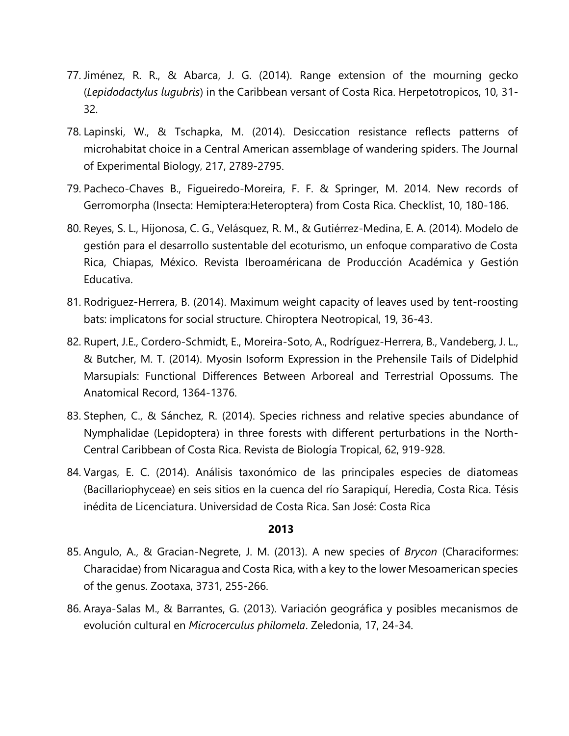77. Jiménez, R. R., & Abarca, J. G. (2014). Range extension of the mourning gecko (*Lepidodactylus lugubris*) in the Caribbean versant of Costa Rica. Herpetotropicos, 10, 31-32.
78. Lapinski, W., & Tschapka, M. (2014). Desiccation resistance reflects patterns of microhabitat choice in a Central American assemblage of wandering spiders. The Journal of Experimental Biology, 217, 2789-2795.
79. Pacheco-Chaves B., Figueiredo-Moreira, F. F. & Springer, M. 2014. New records of Gerromorpha (Insecta: Hemiptera:Heteroptera) from Costa Rica. Checklist, 10, 180-186.
80. Reyes, S. L., Hijonosa, C. G., Velásquez, R. M., & Gutiérrez-Medina, E. A. (2014). Modelo de gestión para el desarrollo sustentable del ecoturismo, un enfoque comparativo de Costa Rica, Chiapas, México. Revista Iberoaméricana de Producción Académica y Gestión Educativa.
81. Rodriguez-Herrera, B. (2014). Maximum weight capacity of leaves used by tent-roosting bats: implicatons for social structure. Chiroptera Neotropical, 19, 36-43.
82. Rupert, J.E., Cordero-Schmidt, E., Moreira-Soto, A., Rodríguez-Herrera, B., Vandeberg, J. L., & Butcher, M. T. (2014). Myosin Isoform Expression in the Prehensile Tails of Didelphid Marsupials: Functional Differences Between Arboreal and Terrestrial Opossums. The Anatomical Record, 1364-1376.
83. Stephen, C., & Sánchez, R. (2014). Species richness and relative species abundance of Nymphalidae (Lepidoptera) in three forests with different perturbations in the North-Central Caribbean of Costa Rica. Revista de Biología Tropical, 62, 919-928.
84. Vargas, E. C. (2014). Análisis taxonómico de las principales especies de diatomeas (Bacillariophyceae) en seis sitios en la cuenca del río Sarapiquí, Heredia, Costa Rica. Tésis inédita de Licenciatura. Universidad de Costa Rica. San José: Costa Rica

**2013**

85. Angulo, A., & Gracian-Negrete, J. M. (2013). A new species of *Brycon* (Characiformes: Characidae) from Nicaragua and Costa Rica, with a key to the lower Mesoamerican species of the genus. Zootaxa, 3731, 255-266.
86. Araya-Salas M., & Barrantes, G. (2013). Variación geográfica y posibles mecanismos de evolución cultural en *Microcerculus philomela*. Zeledonia, 17, 24-34.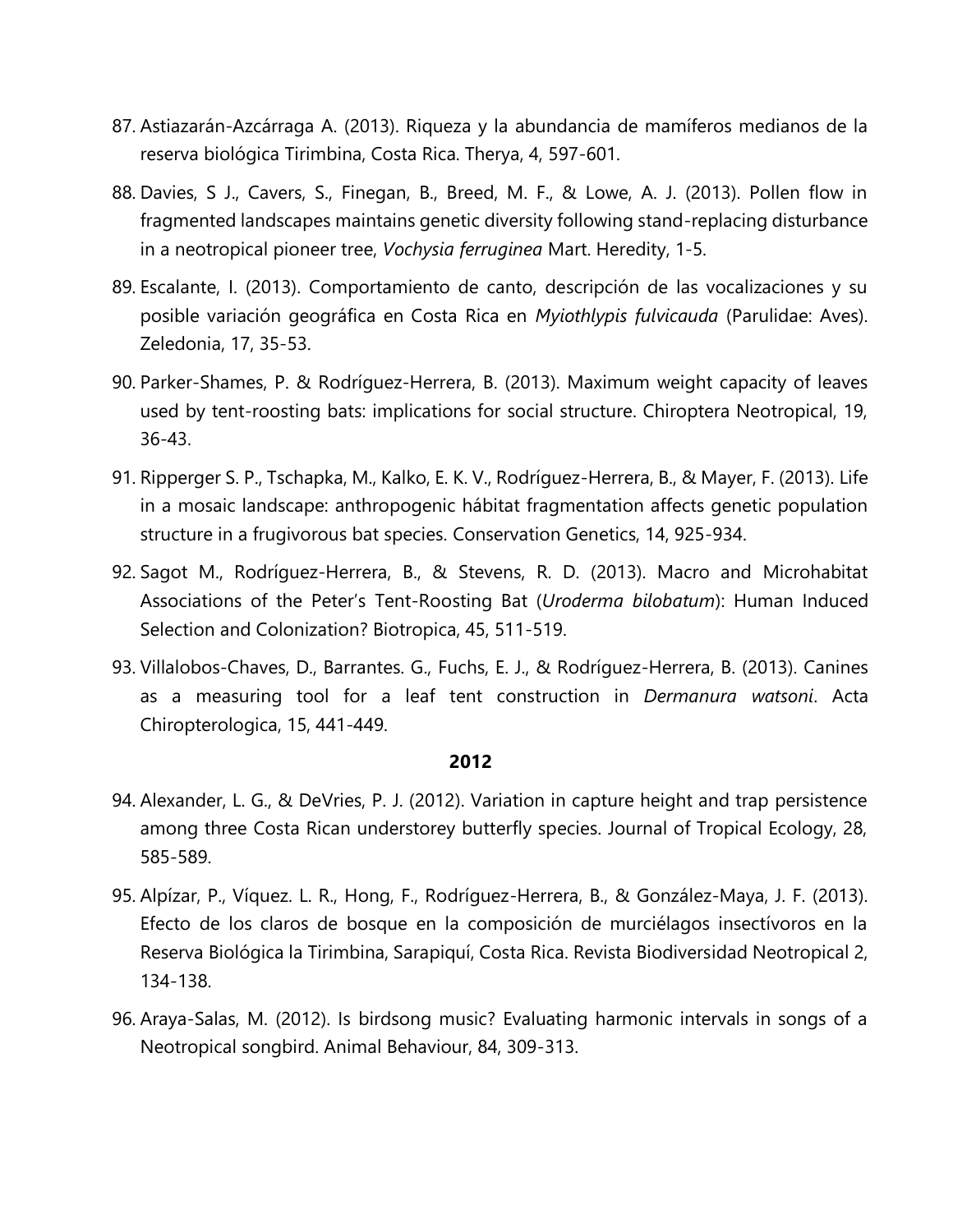87. Astiazarán-Azcárraga A. (2013). Riqueza y la abundancia de mamíferos medianos de la reserva biológica Tirimbina, Costa Rica. Therya, 4, 597-601.

88. Davies, S J., Cavers, S., Finegan, B., Breed, M. F., & Lowe, A. J. (2013). Pollen flow in fragmented landscapes maintains genetic diversity following stand-replacing disturbance in a neotropical pioneer tree, *Vochysia ferruginea* Mart. Heredity, 1-5.

89. Escalante, I. (2013). Comportamiento de canto, descripción de las vocalizaciones y su posible variación geográfica en Costa Rica en *Myiothlypis fulvicauda* (Parulidae: Aves). Zeledonia, 17, 35-53.

90. Parker-Shames, P. & Rodríguez-Herrera, B. (2013). Maximum weight capacity of leaves used by tent-roosting bats: implications for social structure. Chiroptera Neotropical, 19, 36-43.

91. Ripperger S. P., Tschapka, M., Kalko, E. K. V., Rodríguez-Herrera, B., & Mayer, F. (2013). Life in a mosaic landscape: anthropogenic hábitat fragmentation affects genetic population structure in a frugivorous bat species. Conservation Genetics, 14, 925-934.

92. Sagot M., Rodríguez-Herrera, B., & Stevens, R. D. (2013). Macro and Microhabitat Associations of the Peter's Tent-Roosting Bat (*Uroderma bilobatum*): Human Induced Selection and Colonization? Biotropica, 45, 511-519.

93. Villalobos-Chaves, D., Barrantes. G., Fuchs, E. J., & Rodríguez-Herrera, B. (2013). Canines as a measuring tool for a leaf tent construction in *Dermanura watsoni*. Acta Chiropterologica, 15, 441-449.

**2012**

94. Alexander, L. G., & DeVries, P. J. (2012). Variation in capture height and trap persistence among three Costa Rican understorey butterfly species. Journal of Tropical Ecology, 28, 585-589.

95. Alpízar, P., Víquez. L. R., Hong, F., Rodríguez-Herrera, B., & González-Maya, J. F. (2013). Efecto de los claros de bosque en la composición de murciélagos insectívoros en la Reserva Biológica la Tirimbina, Sarapiquí, Costa Rica. Revista Biodiversidad Neotropical 2, 134-138.

96. Araya-Salas, M. (2012). Is birdsong music? Evaluating harmonic intervals in songs of a Neotropical songbird. Animal Behaviour, 84, 309-313.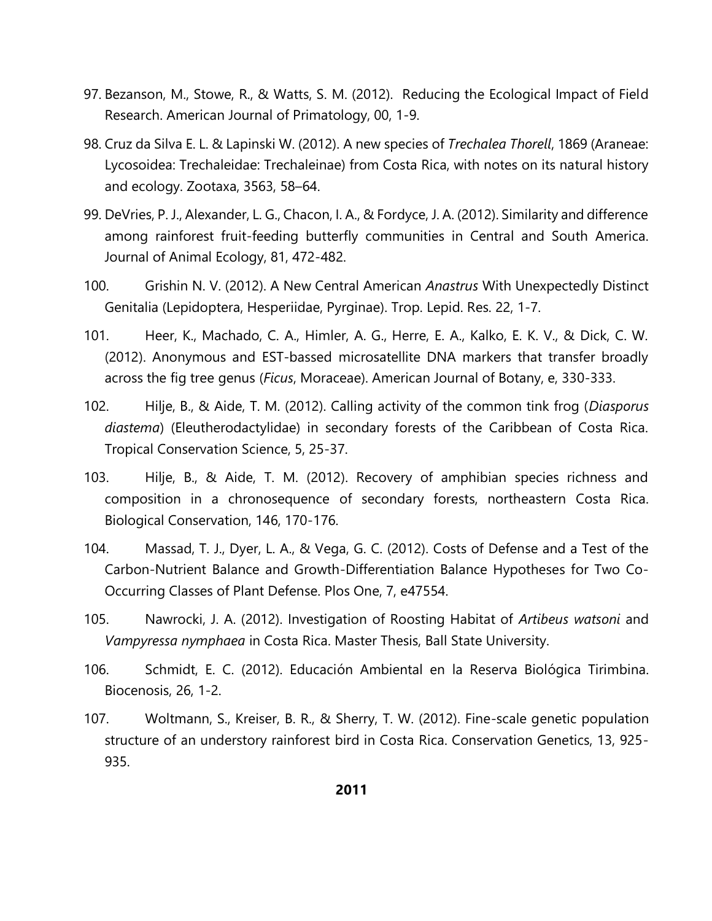97. Bezanson, M., Stowe, R., & Watts, S. M. (2012). Reducing the Ecological Impact of Field Research. American Journal of Primatology, 00, 1-9.

98. Cruz da Silva E. L. & Lapinski W. (2012). A new species of *Trechalea Thorell*, 1869 (Araneae: Lycosoidea: Trechaleidae: Trechaleinae) from Costa Rica, with notes on its natural history and ecology. Zootaxa, 3563, 58–64.

99. DeVries, P. J., Alexander, L. G., Chacon, I. A., & Fordyce, J. A. (2012). Similarity and difference among rainforest fruit-feeding butterfly communities in Central and South America. Journal of Animal Ecology, 81, 472-482.

100. Grishin N. V. (2012). A New Central American *Anastrus* With Unexpectedly Distinct Genitalia (Lepidoptera, Hesperiidae, Pyrginae). Trop. Lepid. Res. 22, 1-7.

101. Heer, K., Machado, C. A., Himler, A. G., Herre, E. A., Kalko, E. K. V., & Dick, C. W. (2012). Anonymous and EST-bassed microsatellite DNA markers that transfer broadly across the fig tree genus (*Ficus*, Moraceae). American Journal of Botany, e, 330-333.

102. Hilje, B., & Aide, T. M. (2012). Calling activity of the common tink frog (*Diasporus diastema*) (Eleutherodactylidae) in secondary forests of the Caribbean of Costa Rica. Tropical Conservation Science, 5, 25-37.

103. Hilje, B., & Aide, T. M. (2012). Recovery of amphibian species richness and composition in a chronosequence of secondary forests, northeastern Costa Rica. Biological Conservation, 146, 170-176.

104. Massad, T. J., Dyer, L. A., & Vega, G. C. (2012). Costs of Defense and a Test of the Carbon-Nutrient Balance and Growth-Differentiation Balance Hypotheses for Two Co-Occurring Classes of Plant Defense. Plos One, 7, e47554.

105. Nawrocki, J. A. (2012). Investigation of Roosting Habitat of *Artibeus watsoni* and *Vampyressa nymphaea* in Costa Rica. Master Thesis, Ball State University.

106. Schmidt, E. C. (2012). Educación Ambiental en la Reserva Biológica Tirimbina. Biocenosis, 26, 1-2.

107. Woltmann, S., Kreiser, B. R., & Sherry, T. W. (2012). Fine-scale genetic population structure of an understory rainforest bird in Costa Rica. Conservation Genetics, 13, 925-935.

**2011**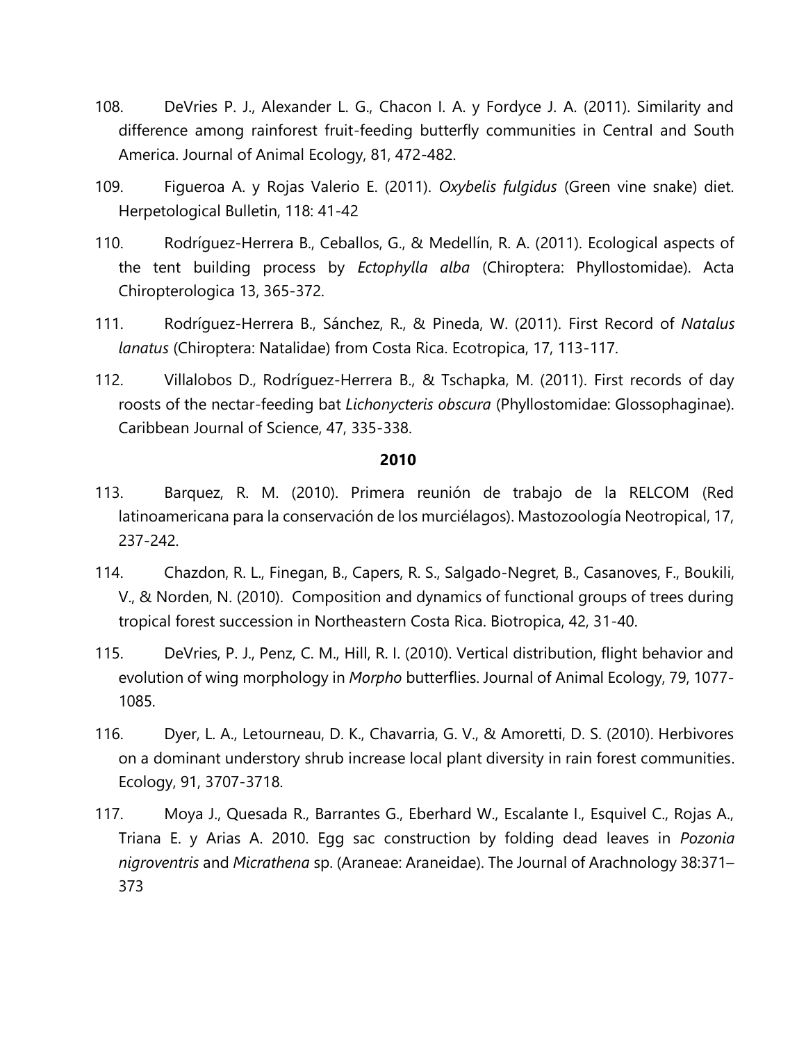108. DeVries P. J., Alexander L. G., Chacon I. A. y Fordyce J. A. (2011). Similarity and difference among rainforest fruit-feeding butterfly communities in Central and South America. Journal of Animal Ecology, 81, 472-482.

109. Figueroa A. y Rojas Valerio E. (2011). *Oxybelis fulgidus* (Green vine snake) diet. Herpetological Bulletin, 118: 41-42

110. Rodríguez-Herrera B., Ceballos, G., & Medellín, R. A. (2011). Ecological aspects of the tent building process by *Ectophylla alba* (Chiroptera: Phyllostomidae). Acta Chiropterologica 13, 365-372.

111. Rodríguez-Herrera B., Sánchez, R., & Pineda, W. (2011). First Record of *Natalus lanatus* (Chiroptera: Natalidae) from Costa Rica. Ecotropica, 17, 113-117.

112. Villalobos D., Rodríguez-Herrera B., & Tschapka, M. (2011). First records of day roosts of the nectar-feeding bat *Lichonycteris obscura* (Phyllostomidae: Glossophaginae). Caribbean Journal of Science, 47, 335-338.

**2010**

113. Barquez, R. M. (2010). Primera reunión de trabajo de la RELCOM (Red latinoamericana para la conservación de los murciélagos). Mastozoología Neotropical, 17, 237-242.

114. Chazdon, R. L., Finegan, B., Capers, R. S., Salgado-Negret, B., Casanoves, F., Boukili, V., & Norden, N. (2010). Composition and dynamics of functional groups of trees during tropical forest succession in Northeastern Costa Rica. Biotropica, 42, 31-40.

115. DeVries, P. J., Penz, C. M., Hill, R. I. (2010). Vertical distribution, flight behavior and evolution of wing morphology in *Morpho* butterflies. Journal of Animal Ecology, 79, 1077-1085.

116. Dyer, L. A., Letourneau, D. K., Chavarria, G. V., & Amoretti, D. S. (2010). Herbivores on a dominant understory shrub increase local plant diversity in rain forest communities. Ecology, 91, 3707-3718.

117. Moya J., Quesada R., Barrantes G., Eberhard W., Escalante I., Esquivel C., Rojas A., Triana E. y Arias A. 2010. Egg sac construction by folding dead leaves in *Pozonia nigroventris* and *Micrathena* sp. (Araneae: Araneidae). The Journal of Arachnology 38:371–373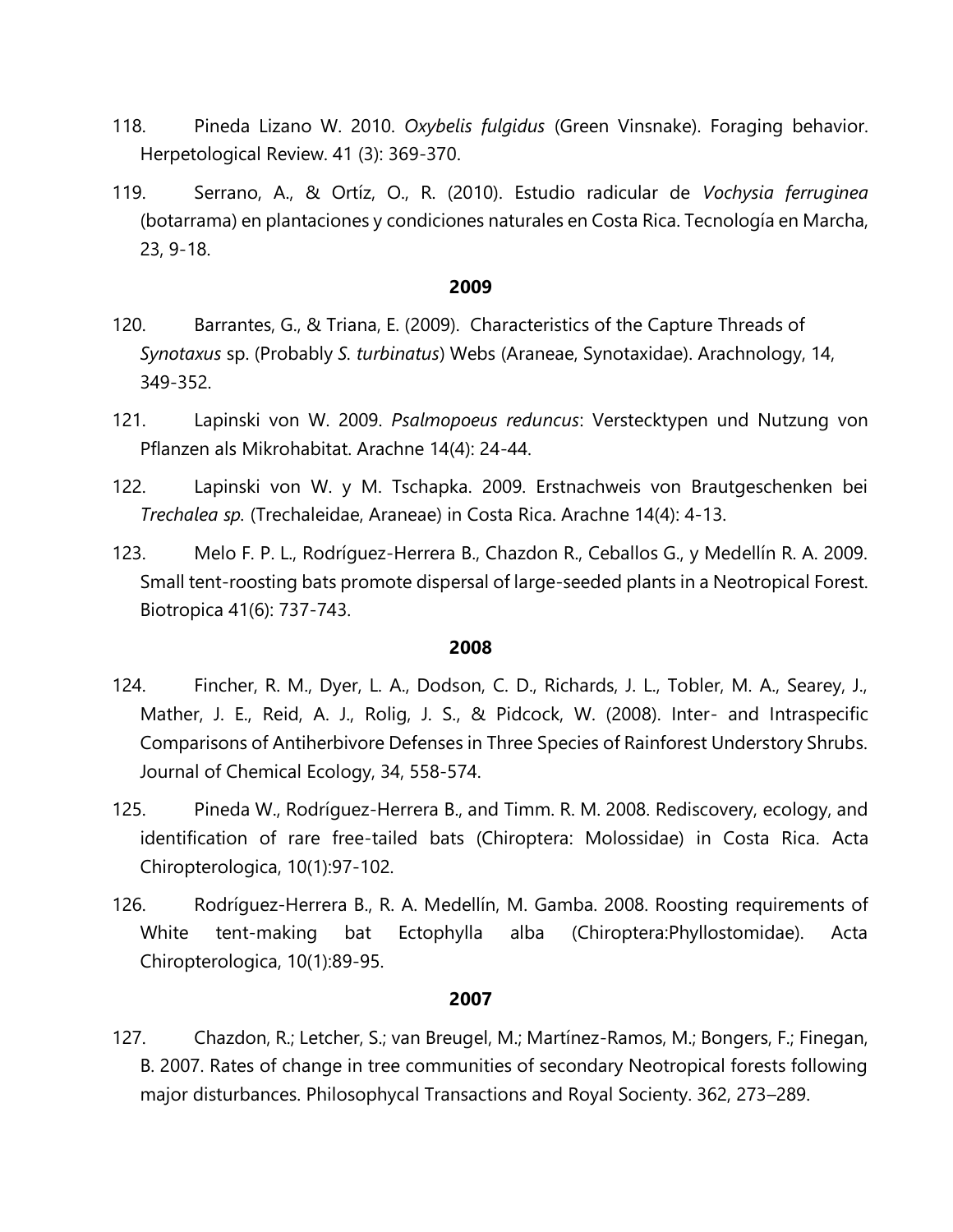118. Pineda Lizano W. 2010. *Oxybelis fulgidus* (Green Vinsnake). Foraging behavior. Herpetological Review. 41 (3): 369-370.

119. Serrano, A., & Ortíz, O., R. (2010). Estudio radicular de *Vochysia ferruginea* (botarrama) en plantaciones y condiciones naturales en Costa Rica. Tecnología en Marcha, 23, 9-18.

**2009**

120. Barrantes, G., & Triana, E. (2009). Characteristics of the Capture Threads of *Synotaxus* sp. (Probably *S. turbinatus*) Webs (Araneae, Synotaxidae). Arachnology, 14, 349-352.

121. Lapinski von W. 2009. *Psalmopoeus reduncus*: Versteckt­ypen und Nutzung von Pflanzen als Mikrohabitat. Arachne 14(4): 24-44.

122. Lapinski von W. y M. Tschapka. 2009. Erstnachweis von Brautgeschenken bei *Trechalea sp.* (Trechaleidae, Araneae) in Costa Rica. Arachne 14(4): 4-13.

123. Melo F. P. L., Rodríguez-Herrera B., Chazdon R., Ceballos G., y Medellín R. A. 2009. Small tent-roosting bats promote dispersal of large-seeded plants in a Neotropical Forest. Biotropica 41(6): 737-743.

**2008**

124. Fincher, R. M., Dyer, L. A., Dodson, C. D., Richards, J. L., Tobler, M. A., Searey, J., Mather, J. E., Reid, A. J., Rolig, J. S., & Pidcock, W. (2008). Inter- and Intraspecific Comparisons of Antiherbivore Defenses in Three Species of Rainforest Understory Shrubs. Journal of Chemical Ecology, 34, 558-574.

125. Pineda W., Rodríguez-Herrera B., and Timm. R. M. 2008. Rediscovery, ecology, and identification of rare free-tailed bats (Chiroptera: Molossidae) in Costa Rica. Acta Chiropterologica, 10(1):97-102.

126. Rodríguez-Herrera B., R. A. Medellín, M. Gamba. 2008. Roosting requirements of White tent-making bat Ectophylla alba (Chiroptera:Phyllostomidae). Acta Chiropterologica, 10(1):89-95.

**2007**

127. Chazdon, R.; Letcher, S.; van Breugel, M.; Martínez-Ramos, M.; Bongers, F.; Finegan, B. 2007. Rates of change in tree communities of secondary Neotropical forests following major disturbances. Philosophycal Transactions and Royal Socienty. 362, 273–289.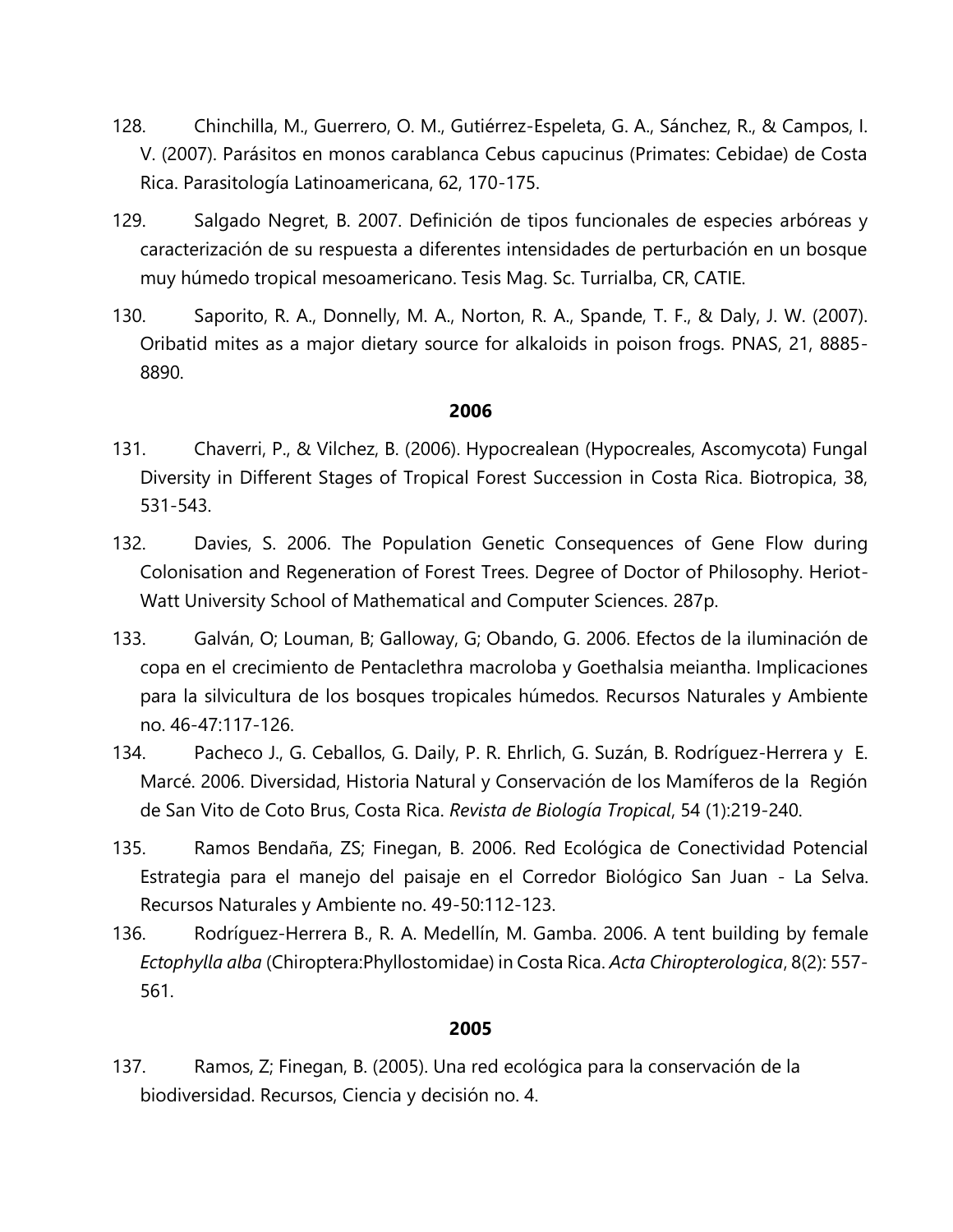128. Chinchilla, M., Guerrero, O. M., Gutiérrez-Espeleta, G. A., Sánchez, R., & Campos, I. V. (2007). Parásitos en monos carablanca Cebus capucinus (Primates: Cebidae) de Costa Rica. Parasitología Latinoamericana, 62, 170-175.

129. Salgado Negret, B. 2007. Definición de tipos funcionales de especies arbóreas y caracterización de su respuesta a diferentes intensidades de perturbación en un bosque muy húmedo tropical mesoamericano. Tesis Mag. Sc. Turrialba, CR, CATIE.

130. Saporito, R. A., Donnelly, M. A., Norton, R. A., Spande, T. F., & Daly, J. W. (2007). Oribatid mites as a major dietary source for alkaloids in poison frogs. PNAS, 21, 8885-8890.

**2006**

131. Chaverri, P., & Vilchez, B. (2006). Hypocrealean (Hypocreales, Ascomycota) Fungal Diversity in Different Stages of Tropical Forest Succession in Costa Rica. Biotropica, 38, 531-543.

132. Davies, S. 2006. The Population Genetic Consequences of Gene Flow during Colonisation and Regeneration of Forest Trees. Degree of Doctor of Philosophy. Heriot-Watt University School of Mathematical and Computer Sciences. 287p.

133. Galván, O; Louman, B; Galloway, G; Obando, G. 2006. Efectos de la iluminación de copa en el crecimiento de Pentaclethra macroloba y Goethalsia meiantha. Implicaciones para la silvicultura de los bosques tropicales húmedos. Recursos Naturales y Ambiente no. 46-47:117-126.

134. Pacheco J., G. Ceballos, G. Daily, P. R. Ehrlich, G. Suzán, B. Rodríguez-Herrera y E. Marcé. 2006. Diversidad, Historia Natural y Conservación de los Mamíferos de la Región de San Vito de Coto Brus, Costa Rica. *Revista de Biología Tropical*, 54 (1):219-240.

135. Ramos Bendaña, ZS; Finegan, B. 2006. Red Ecológica de Conectividad Potencial Estrategia para el manejo del paisaje en el Corredor Biológico San Juan - La Selva. Recursos Naturales y Ambiente no. 49-50:112-123.

136. Rodríguez-Herrera B., R. A. Medellín, M. Gamba. 2006. A tent building by female *Ectophylla alba* (Chiroptera:Phyllostomidae) in Costa Rica. *Acta Chiropterologica*, 8(2): 557-561.

**2005**

137. Ramos, Z; Finegan, B. (2005). Una red ecológica para la conservación de la biodiversidad. Recursos, Ciencia y decisión no. 4.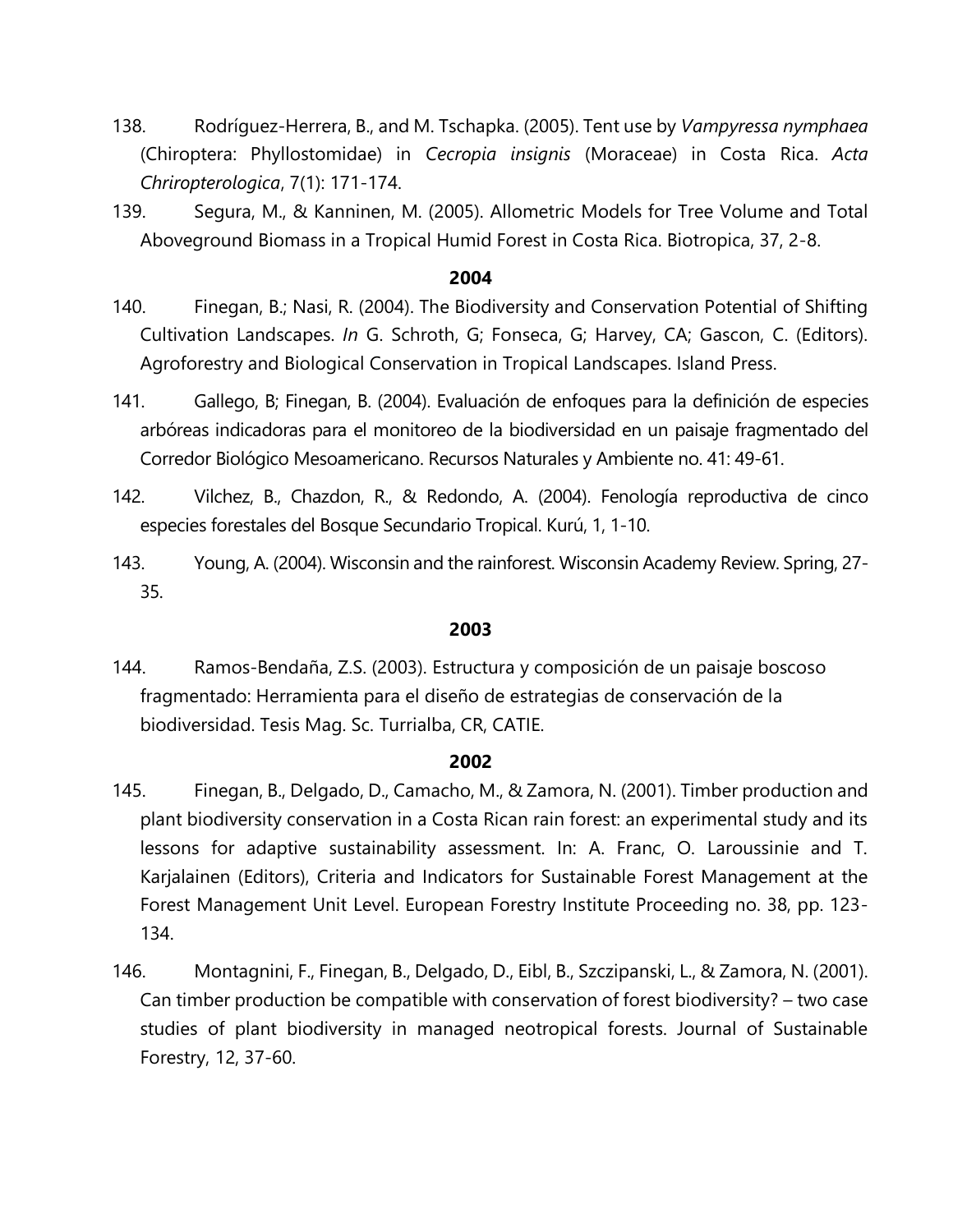138. Rodríguez-Herrera, B., and M. Tschapka. (2005). Tent use by *Vampyressa nymphaea* (Chiroptera: Phyllostomidae) in *Cecropia insignis* (Moraceae) in Costa Rica. *Acta Chriropterologica*, 7(1): 171-174.

139. Segura, M., & Kanninen, M. (2005). Allometric Models for Tree Volume and Total Aboveground Biomass in a Tropical Humid Forest in Costa Rica. Biotropica, 37, 2-8.

**2004**

140. Finegan, B.; Nasi, R. (2004). The Biodiversity and Conservation Potential of Shifting Cultivation Landscapes. *In* G. Schroth, G; Fonseca, G; Harvey, CA; Gascon, C. (Editors). Agroforestry and Biological Conservation in Tropical Landscapes. Island Press.

141. Gallego, B; Finegan, B. (2004). Evaluación de enfoques para la definición de especies arbóreas indicadoras para el monitoreo de la biodiversidad en un paisaje fragmentado del Corredor Biológico Mesoamericano. Recursos Naturales y Ambiente no. 41: 49-61.

142. Vilchez, B., Chazdon, R., & Redondo, A. (2004). Fenología reproductiva de cinco especies forestales del Bosque Secundario Tropical. Kurú, 1, 1-10.

143. Young, A. (2004). Wisconsin and the rainforest. Wisconsin Academy Review. Spring, 27-35.

**2003**

144. Ramos-Bendaña, Z.S. (2003). Estructura y composición de un paisaje boscoso fragmentado: Herramienta para el diseño de estrategias de conservación de la biodiversidad. Tesis Mag. Sc. Turrialba, CR, CATIE.

**2002**

145. Finegan, B., Delgado, D., Camacho, M., & Zamora, N. (2001). Timber production and plant biodiversity conservation in a Costa Rican rain forest: an experimental study and its lessons for adaptive sustainability assessment. In: A. Franc, O. Laroussinie and T. Karjalainen (Editors), Criteria and Indicators for Sustainable Forest Management at the Forest Management Unit Level. European Forestry Institute Proceeding no. 38, pp. 123-134.

146. Montagnini, F., Finegan, B., Delgado, D., Eibl, B., Szczipanski, L., & Zamora, N. (2001). Can timber production be compatible with conservation of forest biodiversity? – two case studies of plant biodiversity in managed neotropical forests. Journal of Sustainable Forestry, 12, 37-60.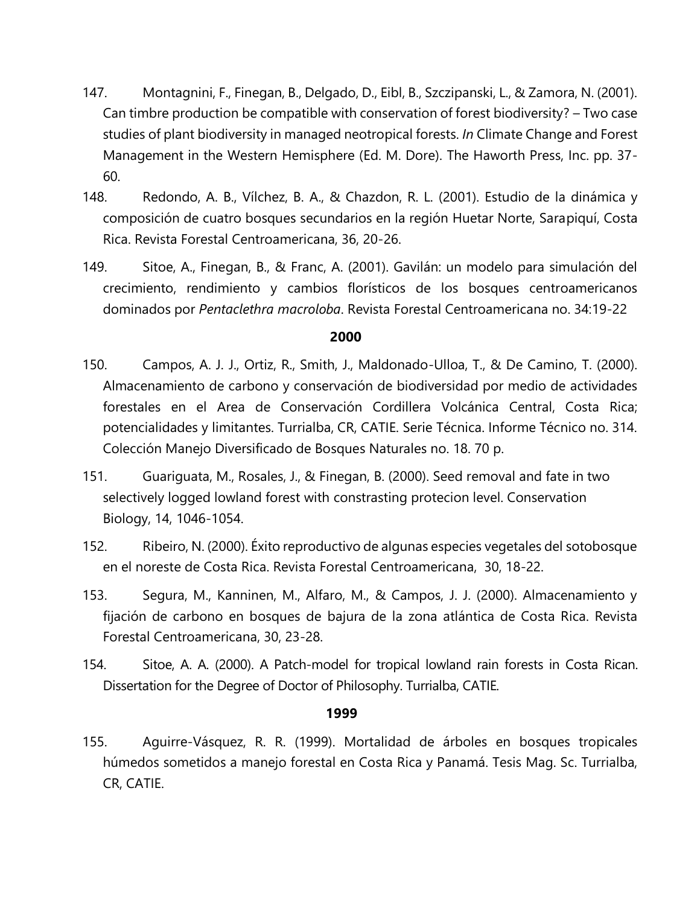147. Montagnini, F., Finegan, B., Delgado, D., Eibl, B., Szczipanski, L., & Zamora, N. (2001). Can timbre production be compatible with conservation of forest biodiversity? – Two case studies of plant biodiversity in managed neotropical forests. *In* Climate Change and Forest Management in the Western Hemisphere (Ed. M. Dore). The Haworth Press, Inc. pp. 37-60.

148. Redondo, A. B., Vílchez, B. A., & Chazdon, R. L. (2001). Estudio de la dinámica y composición de cuatro bosques secundarios en la región Huetar Norte, Sarapiquí, Costa Rica. Revista Forestal Centroamericana, 36, 20-26.

149. Sitoe, A., Finegan, B., & Franc, A. (2001). Gavilán: un modelo para simulación del crecimiento, rendimiento y cambios florísticos de los bosques centroamericanos dominados por *Pentaclethra macroloba*. Revista Forestal Centroamericana no. 34:19-22

**2000**

150. Campos, A. J. J., Ortiz, R., Smith, J., Maldonado-Ulloa, T., & De Camino, T. (2000). Almacenamiento de carbono y conservación de biodiversidad por medio de actividades forestales en el Area de Conservación Cordillera Volcánica Central, Costa Rica; potencialidades y limitantes. Turrialba, CR, CATIE. Serie Técnica. Informe Técnico no. 314. Colección Manejo Diversificado de Bosques Naturales no. 18. 70 p.

151. Guariguata, M., Rosales, J., & Finegan, B. (2000). Seed removal and fate in two selectively logged lowland forest with constrasting protecion level. Conservation Biology, 14, 1046-1054.

152. Ribeiro, N. (2000). Éxito reproductivo de algunas especies vegetales del sotobosque en el noreste de Costa Rica. Revista Forestal Centroamericana, 30, 18-22.

153. Segura, M., Kanninen, M., Alfaro, M., & Campos, J. J. (2000). Almacenamiento y fijación de carbono en bosques de bajura de la zona atlántica de Costa Rica. Revista Forestal Centroamericana, 30, 23-28.

154. Sitoe, A. A. (2000). A Patch-model for tropical lowland rain forests in Costa Rican. Dissertation for the Degree of Doctor of Philosophy. Turrialba, CATIE.

**1999**

155. Aguirre-Vásquez, R. R. (1999). Mortalidad de árboles en bosques tropicales húmedos sometidos a manejo forestal en Costa Rica y Panamá. Tesis Mag. Sc. Turrialba, CR, CATIE.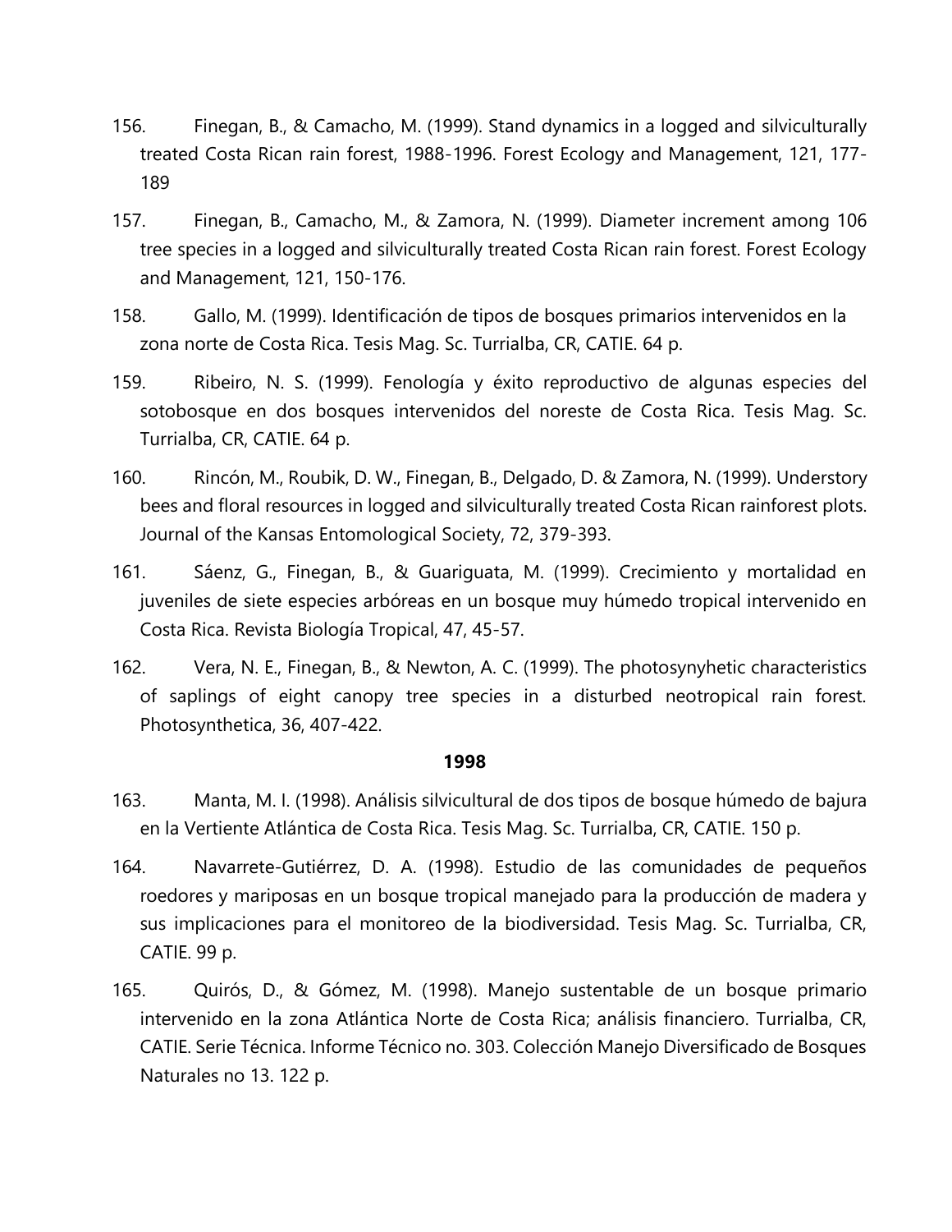156. Finegan, B., & Camacho, M. (1999). Stand dynamics in a logged and silviculturally treated Costa Rican rain forest, 1988-1996. Forest Ecology and Management, 121, 177-189

157. Finegan, B., Camacho, M., & Zamora, N. (1999). Diameter increment among 106 tree species in a logged and silviculturally treated Costa Rican rain forest. Forest Ecology and Management, 121, 150-176.

158. Gallo, M. (1999). Identificación de tipos de bosques primarios intervenidos en la zona norte de Costa Rica. Tesis Mag. Sc. Turrialba, CR, CATIE. 64 p.

159. Ribeiro, N. S. (1999). Fenología y éxito reproductivo de algunas especies del sotobosque en dos bosques intervenidos del noreste de Costa Rica. Tesis Mag. Sc. Turrialba, CR, CATIE. 64 p.

160. Rincón, M., Roubik, D. W., Finegan, B., Delgado, D. & Zamora, N. (1999). Understory bees and floral resources in logged and silviculturally treated Costa Rican rainforest plots. Journal of the Kansas Entomological Society, 72, 379-393.

161. Sáenz, G., Finegan, B., & Guariguata, M. (1999). Crecimiento y mortalidad en juveniles de siete especies arbóreas en un bosque muy húmedo tropical intervenido en Costa Rica. Revista Biología Tropical, 47, 45-57.

162. Vera, N. E., Finegan, B., & Newton, A. C. (1999). The photosynyhetic characteristics of saplings of eight canopy tree species in a disturbed neotropical rain forest. Photosynthetica, 36, 407-422.

**1998**

163. Manta, M. I. (1998). Análisis silvicultural de dos tipos de bosque húmedo de bajura en la Vertiente Atlántica de Costa Rica. Tesis Mag. Sc. Turrialba, CR, CATIE. 150 p.

164. Navarrete-Gutiérrez, D. A. (1998). Estudio de las comunidades de pequeños roedores y mariposas en un bosque tropical manejado para la producción de madera y sus implicaciones para el monitoreo de la biodiversidad. Tesis Mag. Sc. Turrialba, CR, CATIE. 99 p.

165. Quirós, D., & Gómez, M. (1998). Manejo sustentable de un bosque primario intervenido en la zona Atlántica Norte de Costa Rica; análisis financiero. Turrialba, CR, CATIE. Serie Técnica. Informe Técnico no. 303. Colección Manejo Diversificado de Bosques Naturales no 13. 122 p.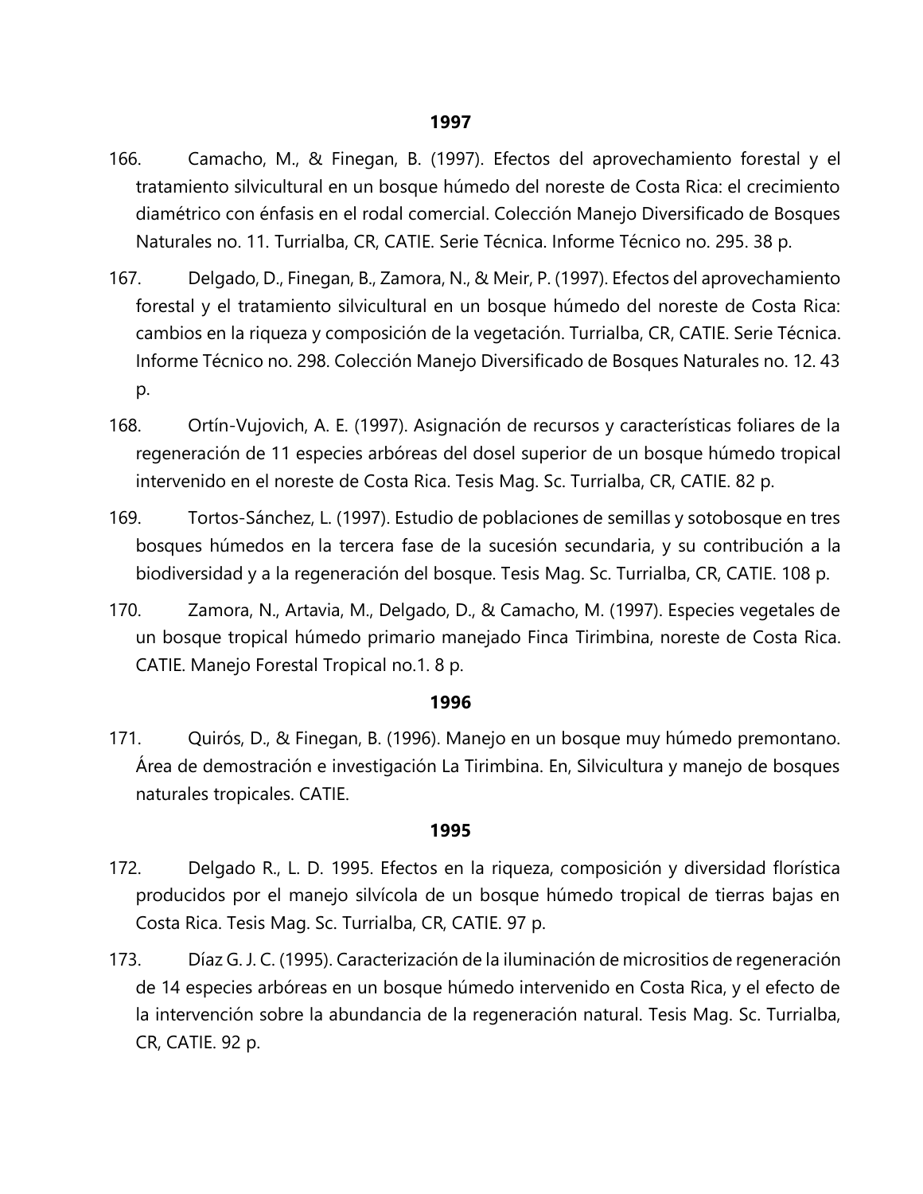**1997**

166. Camacho, M., & Finegan, B. (1997). Efectos del aprovechamiento forestal y el tratamiento silvicultural en un bosque húmedo del noreste de Costa Rica: el crecimiento diamétrico con énfasis en el rodal comercial. Colección Manejo Diversificado de Bosques Naturales no. 11. Turrialba, CR, CATIE. Serie Técnica. Informe Técnico no. 295. 38 p.

167. Delgado, D., Finegan, B., Zamora, N., & Meir, P. (1997). Efectos del aprovechamiento forestal y el tratamiento silvicultural en un bosque húmedo del noreste de Costa Rica: cambios en la riqueza y composición de la vegetación. Turrialba, CR, CATIE. Serie Técnica. Informe Técnico no. 298. Colección Manejo Diversificado de Bosques Naturales no. 12. 43 p.

168. Ortín-Vujovich, A. E. (1997). Asignación de recursos y características foliares de la regeneración de 11 especies arbóreas del dosel superior de un bosque húmedo tropical intervenido en el noreste de Costa Rica. Tesis Mag. Sc. Turrialba, CR, CATIE. 82 p.

169. Tortos-Sánchez, L. (1997). Estudio de poblaciones de semillas y sotobosque en tres bosques húmedos en la tercera fase de la sucesión secundaria, y su contribución a la biodiversidad y a la regeneración del bosque. Tesis Mag. Sc. Turrialba, CR, CATIE. 108 p.

170. Zamora, N., Artavia, M., Delgado, D., & Camacho, M. (1997). Especies vegetales de un bosque tropical húmedo primario manejado Finca Tirimbina, noreste de Costa Rica. CATIE. Manejo Forestal Tropical no.1. 8 p.

**1996**

171. Quirós, D., & Finegan, B. (1996). Manejo en un bosque muy húmedo premontano. Área de demostración e investigación La Tirimbina. En, Silvicultura y manejo de bosques naturales tropicales. CATIE.

**1995**

172. Delgado R., L. D. 1995. Efectos en la riqueza, composición y diversidad florística producidos por el manejo silvícola de un bosque húmedo tropical de tierras bajas en Costa Rica. Tesis Mag. Sc. Turrialba, CR, CATIE. 97 p.

173. Díaz G. J. C. (1995). Caracterización de la iluminación de micrositios de regeneración de 14 especies arbóreas en un bosque húmedo intervenido en Costa Rica, y el efecto de la intervención sobre la abundancia de la regeneración natural. Tesis Mag. Sc. Turrialba, CR, CATIE. 92 p.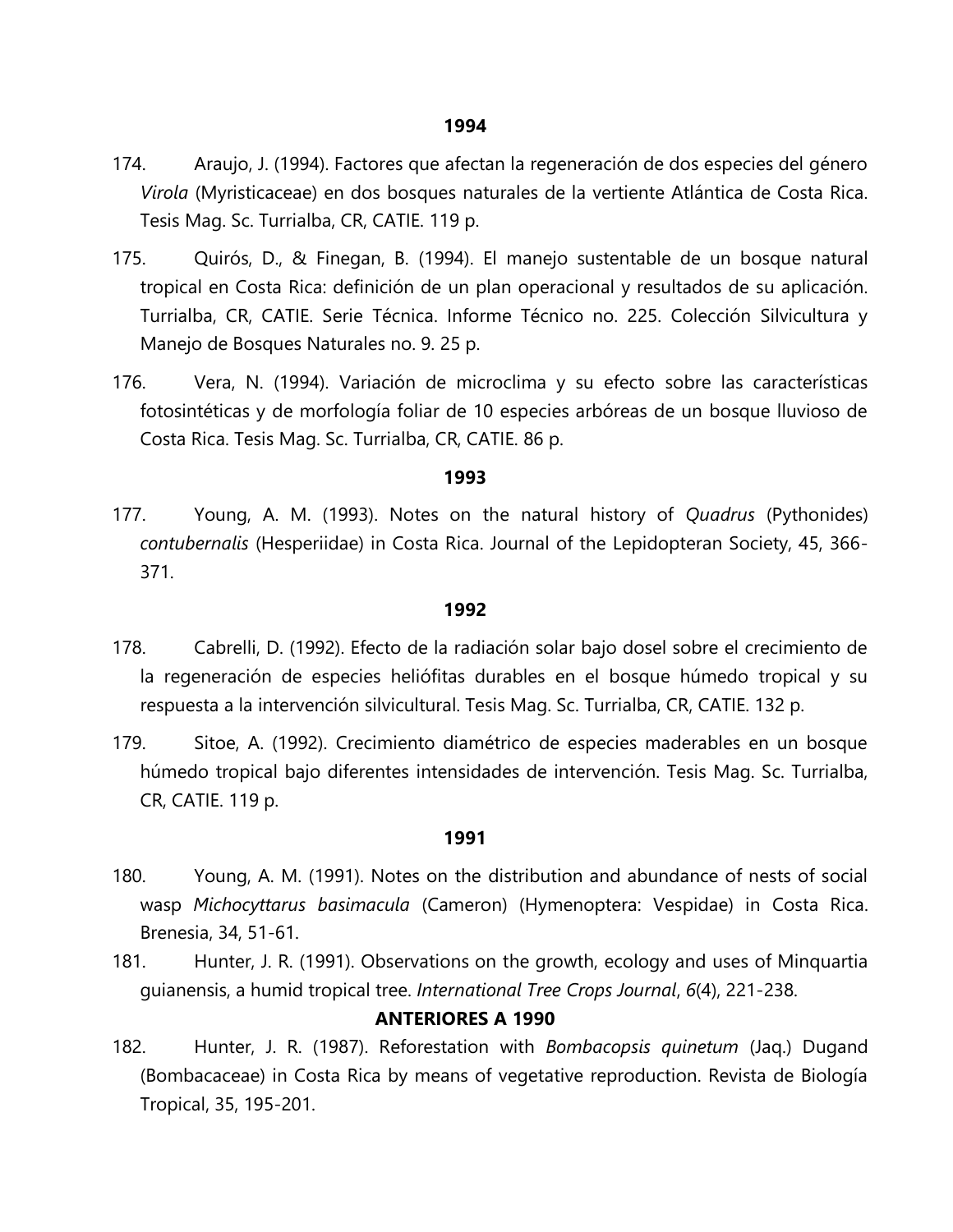**1994**

174. Araujo, J. (1994). Factores que afectan la regeneración de dos especies del género *Virola* (Myristicaceae) en dos bosques naturales de la vertiente Atlántica de Costa Rica. Tesis Mag. Sc. Turrialba, CR, CATIE. 119 p.

175. Quirós, D., & Finegan, B. (1994). El manejo sustentable de un bosque natural tropical en Costa Rica: definición de un plan operacional y resultados de su aplicación. Turrialba, CR, CATIE. Serie Técnica. Informe Técnico no. 225. Colección Silvicultura y Manejo de Bosques Naturales no. 9. 25 p.

176. Vera, N. (1994). Variación de microclima y su efecto sobre las características fotosintéticas y de morfología foliar de 10 especies arbóreas de un bosque lluvioso de Costa Rica. Tesis Mag. Sc. Turrialba, CR, CATIE. 86 p.

**1993**

177. Young, A. M. (1993). Notes on the natural history of *Quadrus* (Pythonides) *contubernalis* (Hesperiidae) in Costa Rica. Journal of the Lepidopteran Society, 45, 366-371.

**1992**

178. Cabrelli, D. (1992). Efecto de la radiación solar bajo dosel sobre el crecimiento de la regeneración de especies heliófitas durables en el bosque húmedo tropical y su respuesta a la intervención silvicultural. Tesis Mag. Sc. Turrialba, CR, CATIE. 132 p.

179. Sitoe, A. (1992). Crecimiento diamétrico de especies maderables en un bosque húmedo tropical bajo diferentes intensidades de intervención. Tesis Mag. Sc. Turrialba, CR, CATIE. 119 p.

**1991**

180. Young, A. M. (1991). Notes on the distribution and abundance of nests of social wasp *Michocyttarus basimacula* (Cameron) (Hymenoptera: Vespidae) in Costa Rica. Brenesia, 34, 51-61.

181. Hunter, J. R. (1991). Observations on the growth, ecology and uses of Minquartia guianensis, a humid tropical tree. *International Tree Crops Journal*, *6*(4), 221-238.

**ANTERIORES A 1990**

182. Hunter, J. R. (1987). Reforestation with *Bombacopsis quinetum* (Jaq.) Dugand (Bombacaceae) in Costa Rica by means of vegetative reproduction. Revista de Biología Tropical, 35, 195-201.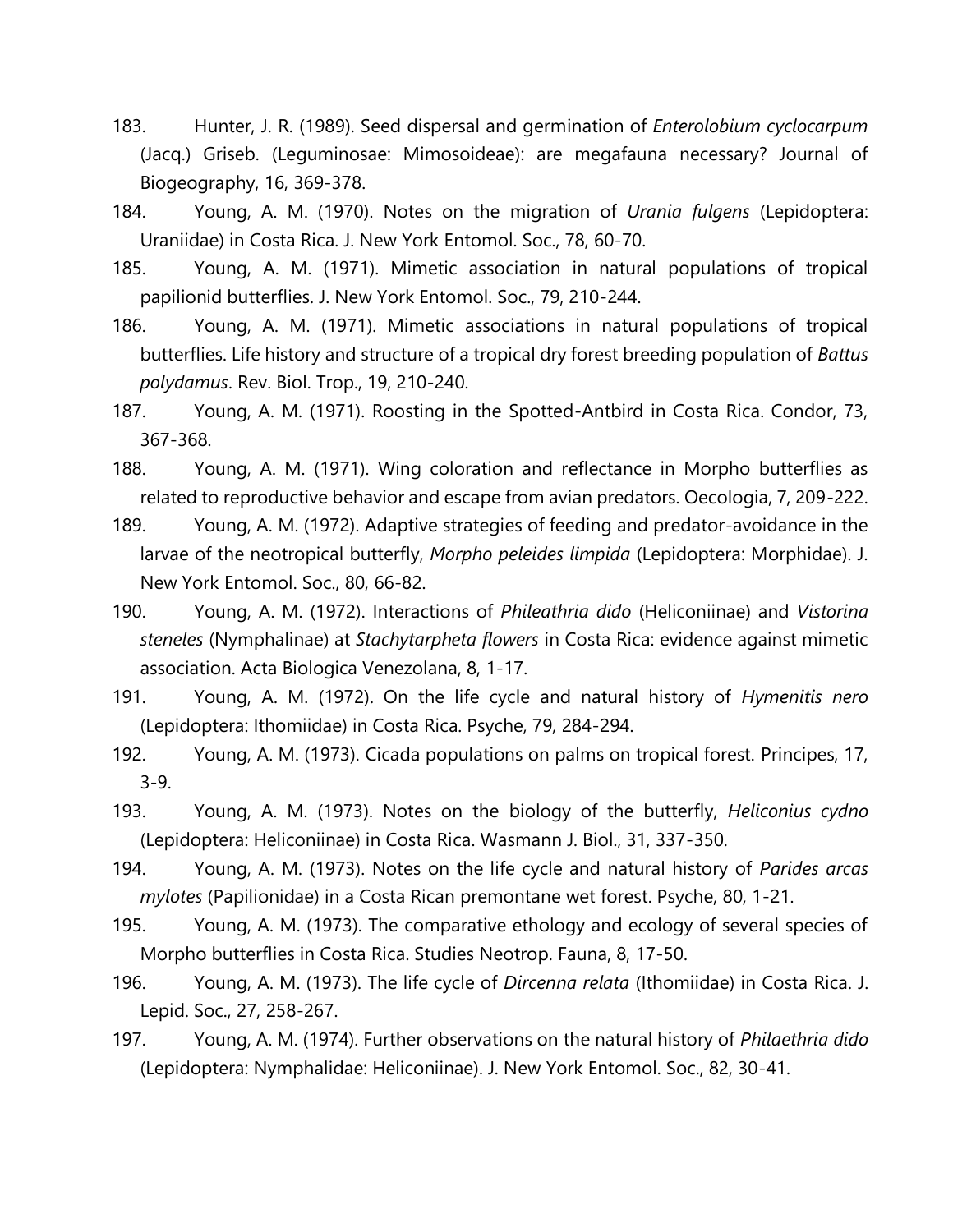183. Hunter, J. R. (1989). Seed dispersal and germination of *Enterolobium cyclocarpum* (Jacq.) Griseb. (Leguminosae: Mimosoideae): are megafauna necessary? Journal of Biogeography, 16, 369-378.

184. Young, A. M. (1970). Notes on the migration of *Urania fulgens* (Lepidoptera: Uraniidae) in Costa Rica. J. New York Entomol. Soc., 78, 60-70.

185. Young, A. M. (1971). Mimetic association in natural populations of tropical papilionid butterflies. J. New York Entomol. Soc., 79, 210-244.

186. Young, A. M. (1971). Mimetic associations in natural populations of tropical butterflies. Life history and structure of a tropical dry forest breeding population of *Battus polydamus*. Rev. Biol. Trop., 19, 210-240.

187. Young, A. M. (1971). Roosting in the Spotted-Antbird in Costa Rica. Condor, 73, 367-368.

188. Young, A. M. (1971). Wing coloration and reflectance in Morpho butterflies as related to reproductive behavior and escape from avian predators. Oecologia, 7, 209-222.

189. Young, A. M. (1972). Adaptive strategies of feeding and predator-avoidance in the larvae of the neotropical butterfly, *Morpho peleides limpida* (Lepidoptera: Morphidae). J. New York Entomol. Soc., 80, 66-82.

190. Young, A. M. (1972). Interactions of *Phileathria dido* (Heliconiinae) and *Vistorina steneles* (Nymphalinae) at *Stachytarpheta flowers* in Costa Rica: evidence against mimetic association. Acta Biologica Venezolana, 8, 1-17.

191. Young, A. M. (1972). On the life cycle and natural history of *Hymenitis nero* (Lepidoptera: Ithomiidae) in Costa Rica. Psyche, 79, 284-294.

192. Young, A. M. (1973). Cicada populations on palms on tropical forest. Principes, 17, 3-9.

193. Young, A. M. (1973). Notes on the biology of the butterfly, *Heliconius cydno* (Lepidoptera: Heliconiinae) in Costa Rica. Wasmann J. Biol., 31, 337-350.

194. Young, A. M. (1973). Notes on the life cycle and natural history of *Parides arcas mylotes* (Papilionidae) in a Costa Rican premontane wet forest. Psyche, 80, 1-21.

195. Young, A. M. (1973). The comparative ethology and ecology of several species of Morpho butterflies in Costa Rica. Studies Neotrop. Fauna, 8, 17-50.

196. Young, A. M. (1973). The life cycle of *Dircenna relata* (Ithomiidae) in Costa Rica. J. Lepid. Soc., 27, 258-267.

197. Young, A. M. (1974). Further observations on the natural history of *Philaethria dido* (Lepidoptera: Nymphalidae: Heliconiinae). J. New York Entomol. Soc., 82, 30-41.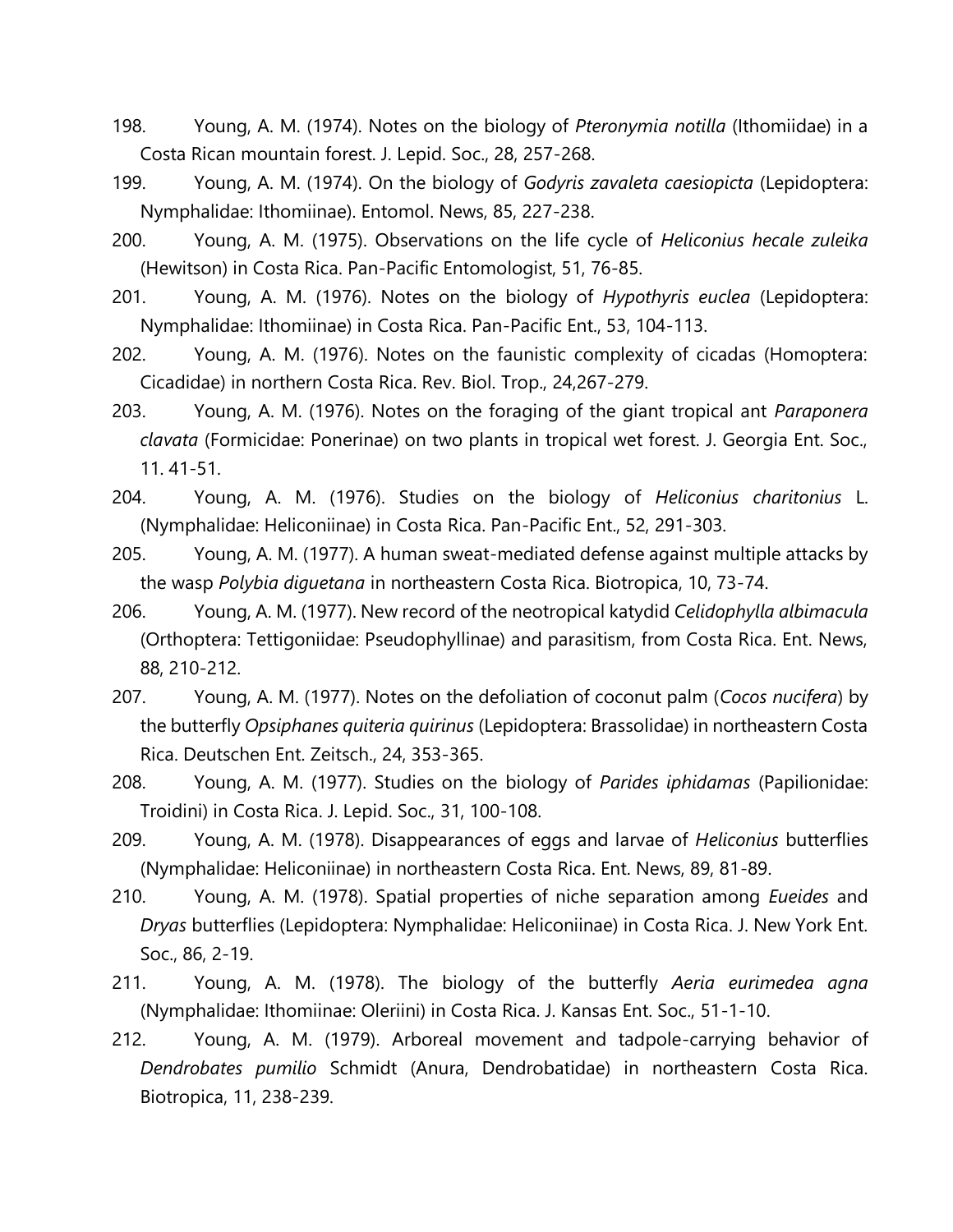198. Young, A. M. (1974). Notes on the biology of *Pteronymia notilla* (Ithomiidae) in a Costa Rican mountain forest. J. Lepid. Soc., 28, 257-268.

199. Young, A. M. (1974). On the biology of *Godyris zavaleta caesiopicta* (Lepidoptera: Nymphalidae: Ithomiinae). Entomol. News, 85, 227-238.

200. Young, A. M. (1975). Observations on the life cycle of *Heliconius hecale zuleika* (Hewitson) in Costa Rica. Pan-Pacific Entomologist, 51, 76-85.

201. Young, A. M. (1976). Notes on the biology of *Hypothyris euclea* (Lepidoptera: Nymphalidae: Ithomiinae) in Costa Rica. Pan-Pacific Ent., 53, 104-113.

202. Young, A. M. (1976). Notes on the faunistic complexity of cicadas (Homoptera: Cicadidae) in northern Costa Rica. Rev. Biol. Trop., 24,267-279.

203. Young, A. M. (1976). Notes on the foraging of the giant tropical ant *Paraponera clavata* (Formicidae: Ponerinae) on two plants in tropical wet forest. J. Georgia Ent. Soc., 11. 41-51.

204. Young, A. M. (1976). Studies on the biology of *Heliconius charitonius* L. (Nymphalidae: Heliconiinae) in Costa Rica. Pan-Pacific Ent., 52, 291-303.

205. Young, A. M. (1977). A human sweat-mediated defense against multiple attacks by the wasp *Polybia diguetana* in northeastern Costa Rica. Biotropica, 10, 73-74.

206. Young, A. M. (1977). New record of the neotropical katydid *Celidophylla albimacula* (Orthoptera: Tettigoniidae: Pseudophyllinae) and parasitism, from Costa Rica. Ent. News, 88, 210-212.

207. Young, A. M. (1977). Notes on the defoliation of coconut palm (*Cocos nucifera*) by the butterfly *Opsiphanes quiteria quirinus* (Lepidoptera: Brassolidae) in northeastern Costa Rica. Deutschen Ent. Zeitsch., 24, 353-365.

208. Young, A. M. (1977). Studies on the biology of *Parides iphidamas* (Papilionidae: Troidini) in Costa Rica. J. Lepid. Soc., 31, 100-108.

209. Young, A. M. (1978). Disappearances of eggs and larvae of *Heliconius* butterflies (Nymphalidae: Heliconiinae) in northeastern Costa Rica. Ent. News, 89, 81-89.

210. Young, A. M. (1978). Spatial properties of niche separation among *Eueides* and *Dryas* butterflies (Lepidoptera: Nymphalidae: Heliconiinae) in Costa Rica. J. New York Ent. Soc., 86, 2-19.

211. Young, A. M. (1978). The biology of the butterfly *Aeria eurimedea agna* (Nymphalidae: Ithomiinae: Oleriini) in Costa Rica. J. Kansas Ent. Soc., 51-1-10.

212. Young, A. M. (1979). Arboreal movement and tadpole-carrying behavior of *Dendrobates pumilio* Schmidt (Anura, Dendrobatidae) in northeastern Costa Rica. Biotropica, 11, 238-239.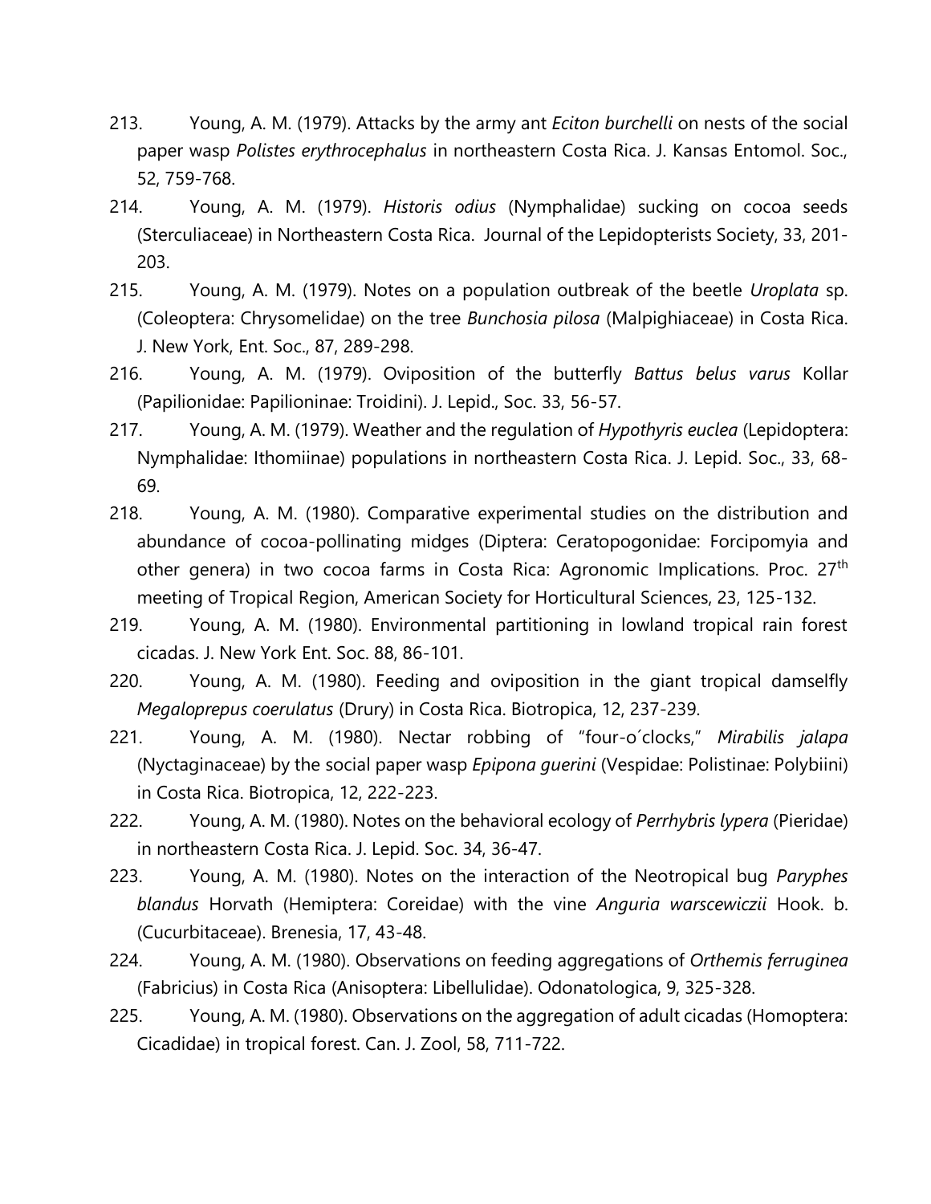213. Young, A. M. (1979). Attacks by the army ant *Eciton burchelli* on nests of the social paper wasp *Polistes erythrocephalus* in northeastern Costa Rica. J. Kansas Entomol. Soc., 52, 759-768.

214. Young, A. M. (1979). *Historis odius* (Nymphalidae) sucking on cocoa seeds (Sterculiaceae) in Northeastern Costa Rica. Journal of the Lepidopterists Society, 33, 201-203.

215. Young, A. M. (1979). Notes on a population outbreak of the beetle *Uroplata* sp. (Coleoptera: Chrysomelidae) on the tree *Bunchosia pilosa* (Malpighiaceae) in Costa Rica. J. New York, Ent. Soc., 87, 289-298.

216. Young, A. M. (1979). Oviposition of the butterfly *Battus belus varus* Kollar (Papilionidae: Papilioninae: Troidini). J. Lepid., Soc. 33, 56-57.

217. Young, A. M. (1979). Weather and the regulation of *Hypothyris euclea* (Lepidoptera: Nymphalidae: Ithomiinae) populations in northeastern Costa Rica. J. Lepid. Soc., 33, 68-69.

218. Young, A. M. (1980). Comparative experimental studies on the distribution and abundance of cocoa-pollinating midges (Diptera: Ceratopogonidae: Forcipomyia and other genera) in two cocoa farms in Costa Rica: Agronomic Implications. Proc. 27th meeting of Tropical Region, American Society for Horticultural Sciences, 23, 125-132.

219. Young, A. M. (1980). Environmental partitioning in lowland tropical rain forest cicadas. J. New York Ent. Soc. 88, 86-101.

220. Young, A. M. (1980). Feeding and oviposition in the giant tropical damselfly *Megaloprepus coerulatus* (Drury) in Costa Rica. Biotropica, 12, 237-239.

221. Young, A. M. (1980). Nectar robbing of "four-o´clocks," *Mirabilis jalapa* (Nyctaginaceae) by the social paper wasp *Epipona guerini* (Vespidae: Polistinae: Polybiini) in Costa Rica. Biotropica, 12, 222-223.

222. Young, A. M. (1980). Notes on the behavioral ecology of *Perrhybris lypera* (Pieridae) in northeastern Costa Rica. J. Lepid. Soc. 34, 36-47.

223. Young, A. M. (1980). Notes on the interaction of the Neotropical bug *Paryphes blandus* Horvath (Hemiptera: Coreidae) with the vine *Anguria warscewiczii* Hook. b. (Cucurbitaceae). Brenesia, 17, 43-48.

224. Young, A. M. (1980). Observations on feeding aggregations of *Orthemis ferruginea* (Fabricius) in Costa Rica (Anisoptera: Libellulidae). Odonatologica, 9, 325-328.

225. Young, A. M. (1980). Observations on the aggregation of adult cicadas (Homoptera: Cicadidae) in tropical forest. Can. J. Zool, 58, 711-722.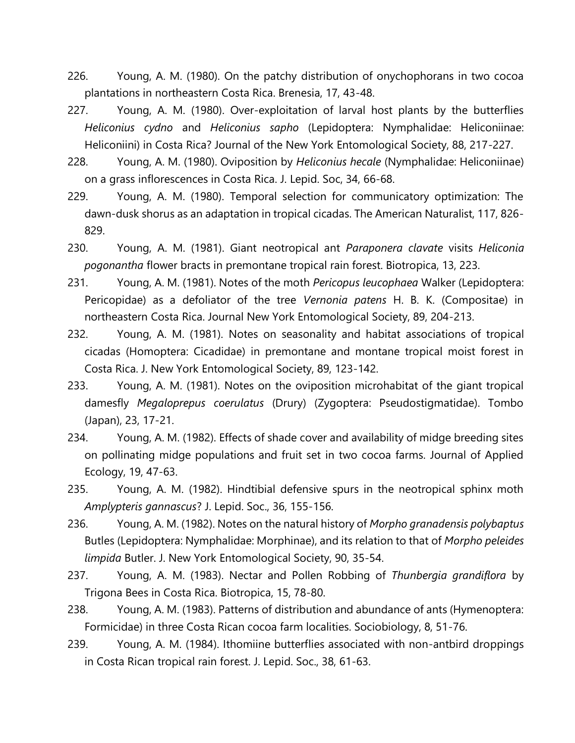226. Young, A. M. (1980). On the patchy distribution of onychophorans in two cocoa plantations in northeastern Costa Rica. Brenesia, 17, 43-48.

227. Young, A. M. (1980). Over-exploitation of larval host plants by the butterflies *Heliconius cydno* and *Heliconius sapho* (Lepidoptera: Nymphalidae: Heliconiinae: Heliconiini) in Costa Rica? Journal of the New York Entomological Society, 88, 217-227.

228. Young, A. M. (1980). Oviposition by *Heliconius hecale* (Nymphalidae: Heliconiinae) on a grass inflorescences in Costa Rica. J. Lepid. Soc, 34, 66-68.

229. Young, A. M. (1980). Temporal selection for communicatory optimization: The dawn-dusk shorus as an adaptation in tropical cicadas. The American Naturalist, 117, 826-829.

230. Young, A. M. (1981). Giant neotropical ant *Paraponera clavate* visits *Heliconia pogonantha* flower bracts in premontane tropical rain forest. Biotropica, 13, 223.

231. Young, A. M. (1981). Notes of the moth *Pericopus leucophaea* Walker (Lepidoptera: Pericopidae) as a defoliator of the tree *Vernonia patens* H. B. K. (Compositae) in northeastern Costa Rica. Journal New York Entomological Society, 89, 204-213.

232. Young, A. M. (1981). Notes on seasonality and habitat associations of tropical cicadas (Homoptera: Cicadidae) in premontane and montane tropical moist forest in Costa Rica. J. New York Entomological Society, 89, 123-142.

233. Young, A. M. (1981). Notes on the oviposition microhabitat of the giant tropical damesfly *Megaloprepus coerulatus* (Drury) (Zygoptera: Pseudostigmatidae). Tombo (Japan), 23, 17-21.

234. Young, A. M. (1982). Effects of shade cover and availability of midge breeding sites on pollinating midge populations and fruit set in two cocoa farms. Journal of Applied Ecology, 19, 47-63.

235. Young, A. M. (1982). Hindtibial defensive spurs in the neotropical sphinx moth *Amplypteris gannascus*? J. Lepid. Soc., 36, 155-156.

236. Young, A. M. (1982). Notes on the natural history of *Morpho granadensis polybaptus* Butles (Lepidoptera: Nymphalidae: Morphinae), and its relation to that of *Morpho peleides limpida* Butler. J. New York Entomological Society, 90, 35-54.

237. Young, A. M. (1983). Nectar and Pollen Robbing of *Thunbergia grandiflora* by Trigona Bees in Costa Rica. Biotropica, 15, 78-80.

238. Young, A. M. (1983). Patterns of distribution and abundance of ants (Hymenoptera: Formicidae) in three Costa Rican cocoa farm localities. Sociobiology, 8, 51-76.

239. Young, A. M. (1984). Ithomiine butterflies associated with non-antbird droppings in Costa Rican tropical rain forest. J. Lepid. Soc., 38, 61-63.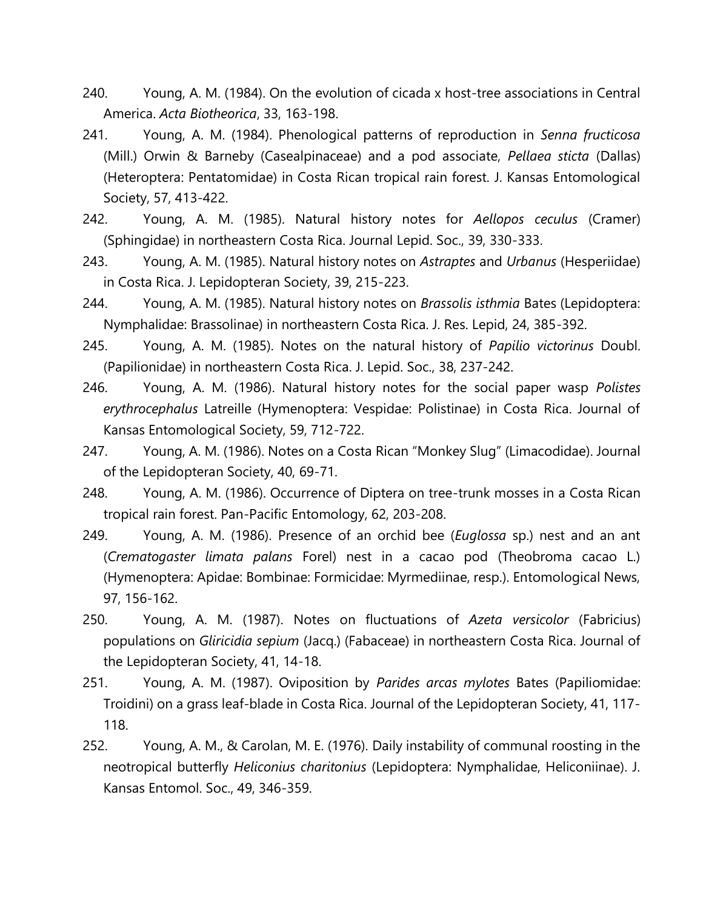240. Young, A. M. (1984). On the evolution of cicada x host-tree associations in Central America. *Acta Biotheorica*, 33, 163-198.

241. Young, A. M. (1984). Phenological patterns of reproduction in *Senna fructicosa* (Mill.) Orwin & Barneby (Casealpinaceae) and a pod associate, *Pellaea sticta* (Dallas) (Heteroptera: Pentatomidae) in Costa Rican tropical rain forest. J. Kansas Entomological Society, 57, 413-422.

242. Young, A. M. (1985). Natural history notes for *Aellopos ceculus* (Cramer) (Sphingidae) in northeastern Costa Rica. Journal Lepid. Soc., 39, 330-333.

243. Young, A. M. (1985). Natural history notes on *Astraptes* and *Urbanus* (Hesperiidae) in Costa Rica. J. Lepidopteran Society, 39, 215-223.

244. Young, A. M. (1985). Natural history notes on *Brassolis isthmia* Bates (Lepidoptera: Nymphalidae: Brassolinae) in northeastern Costa Rica. J. Res. Lepid, 24, 385-392.

245. Young, A. M. (1985). Notes on the natural history of *Papilio victorinus* Doubl. (Papilionidae) in northeastern Costa Rica. J. Lepid. Soc., 38, 237-242.

246. Young, A. M. (1986). Natural history notes for the social paper wasp *Polistes erythrocephalus* Latreille (Hymenoptera: Vespidae: Polistinae) in Costa Rica. Journal of Kansas Entomological Society, 59, 712-722.

247. Young, A. M. (1986). Notes on a Costa Rican "Monkey Slug" (Limacodidae). Journal of the Lepidopteran Society, 40, 69-71.

248. Young, A. M. (1986). Occurrence of Diptera on tree-trunk mosses in a Costa Rican tropical rain forest. Pan-Pacific Entomology, 62, 203-208.

249. Young, A. M. (1986). Presence of an orchid bee (*Euglossa* sp.) nest and an ant (*Crematogaster limata palans* Forel) nest in a cacao pod (Theobroma cacao L.) (Hymenoptera: Apidae: Bombinae: Formicidae: Myrmediinae, resp.). Entomological News, 97, 156-162.

250. Young, A. M. (1987). Notes on fluctuations of *Azeta versicolor* (Fabricius) populations on *Gliricidia sepium* (Jacq.) (Fabaceae) in northeastern Costa Rica. Journal of the Lepidopteran Society, 41, 14-18.

251. Young, A. M. (1987). Oviposition by *Parides arcas mylotes* Bates (Papiliomidae: Troidini) on a grass leaf-blade in Costa Rica. Journal of the Lepidopteran Society, 41, 117-118.

252. Young, A. M., & Carolan, M. E. (1976). Daily instability of communal roosting in the neotropical butterfly *Heliconius charitonius* (Lepidoptera: Nymphalidae, Heliconiinae). J. Kansas Entomol. Soc., 49, 346-359.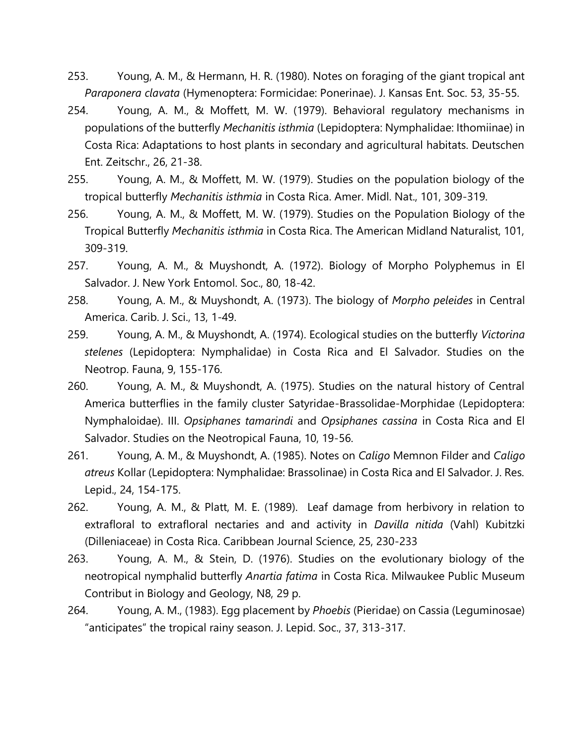253. Young, A. M., & Hermann, H. R. (1980). Notes on foraging of the giant tropical ant *Paraponera clavata* (Hymenoptera: Formicidae: Ponerinae). J. Kansas Ent. Soc. 53, 35-55.

254. Young, A. M., & Moffett, M. W. (1979). Behavioral regulatory mechanisms in populations of the butterfly *Mechanitis isthmia* (Lepidoptera: Nymphalidae: Ithomiinae) in Costa Rica: Adaptations to host plants in secondary and agricultural habitats. Deutschen Ent. Zeitschr., 26, 21-38.

255. Young, A. M., & Moffett, M. W. (1979). Studies on the population biology of the tropical butterfly *Mechanitis isthmia* in Costa Rica. Amer. Midl. Nat., 101, 309-319.

256. Young, A. M., & Moffett, M. W. (1979). Studies on the Population Biology of the Tropical Butterfly *Mechanitis isthmia* in Costa Rica. The American Midland Naturalist, 101, 309-319.

257. Young, A. M., & Muyshondt, A. (1972). Biology of Morpho Polyphemus in El Salvador. J. New York Entomol. Soc., 80, 18-42.

258. Young, A. M., & Muyshondt, A. (1973). The biology of *Morpho peleides* in Central America. Carib. J. Sci., 13, 1-49.

259. Young, A. M., & Muyshondt, A. (1974). Ecological studies on the butterfly *Victorina stelenes* (Lepidoptera: Nymphalidae) in Costa Rica and El Salvador. Studies on the Neotrop. Fauna, 9, 155-176.

260. Young, A. M., & Muyshondt, A. (1975). Studies on the natural history of Central America butterflies in the family cluster Satyridae-Brassolidae-Morphidae (Lepidoptera: Nymphaloidae). III. *Opsiphanes tamarindi* and *Opsiphanes cassina* in Costa Rica and El Salvador. Studies on the Neotropical Fauna, 10, 19-56.

261. Young, A. M., & Muyshondt, A. (1985). Notes on *Caligo* Memnon Filder and *Caligo atreus* Kollar (Lepidoptera: Nymphalidae: Brassolinae) in Costa Rica and El Salvador. J. Res. Lepid., 24, 154-175.

262. Young, A. M., & Platt, M. E. (1989). Leaf damage from herbivory in relation to extrafloral to extrafloral nectaries and and activity in *Davilla nitida* (Vahl) Kubitzki (Dilleniaceae) in Costa Rica. Caribbean Journal Science, 25, 230-233

263. Young, A. M., & Stein, D. (1976). Studies on the evolutionary biology of the neotropical nymphalid butterfly *Anartia fatima* in Costa Rica. Milwaukee Public Museum Contribut in Biology and Geology, N8, 29 p.

264. Young, A. M., (1983). Egg placement by *Phoebis* (Pieridae) on Cassia (Leguminosae) "anticipates" the tropical rainy season. J. Lepid. Soc., 37, 313-317.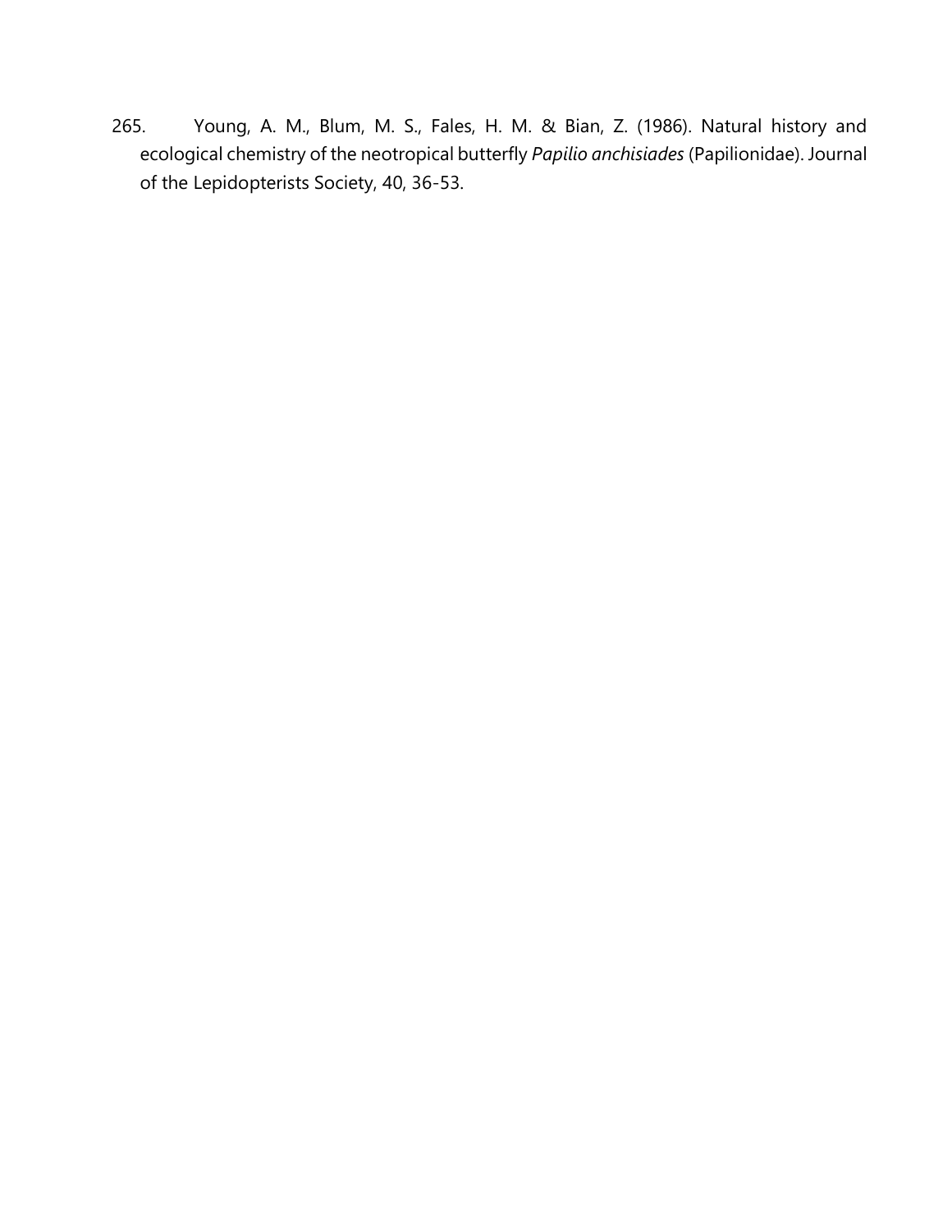265. Young, A. M., Blum, M. S., Fales, H. M. & Bian, Z. (1986). Natural history and ecological chemistry of the neotropical butterfly *Papilio anchisiades* (Papilionidae). Journal of the Lepidopterists Society, 40, 36-53.